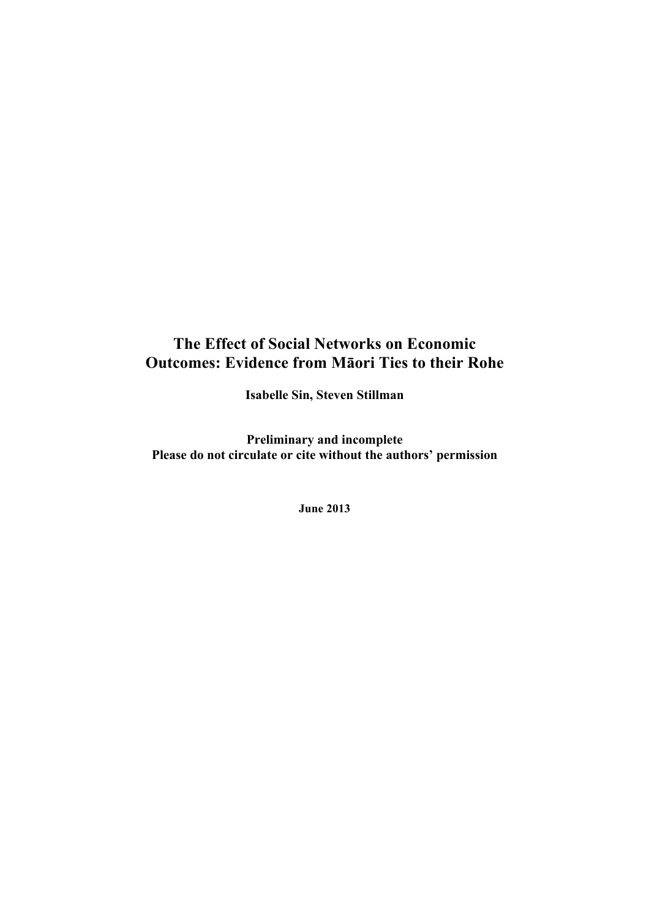# The Effect of Social Networks on Economic Outcomes: Evidence from Māori Ties to their Rohe

**Isabelle Sin, Steven Stillman**

**Preliminary and incomplete**
**Please do not circulate or cite without the authors' permission**

**June 2013**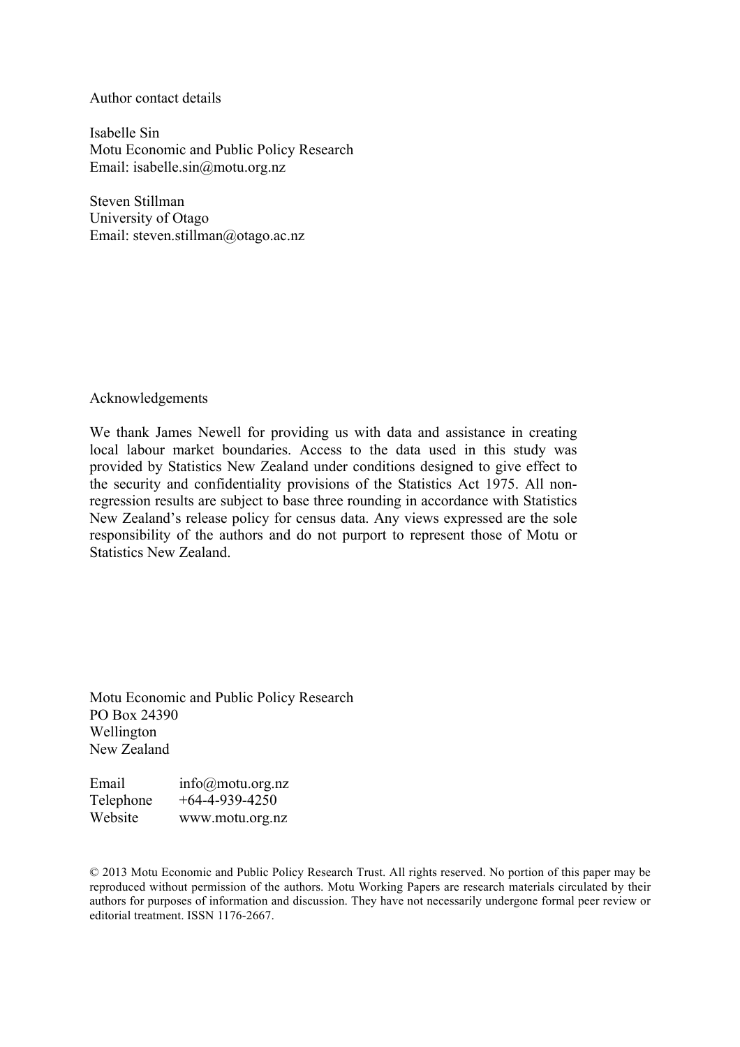Author contact details

Isabelle Sin
Motu Economic and Public Policy Research
Email: isabelle.sin@motu.org.nz

Steven Stillman
University of Otago
Email: steven.stillman@otago.ac.nz

Acknowledgements

We thank James Newell for providing us with data and assistance in creating local labour market boundaries. Access to the data used in this study was provided by Statistics New Zealand under conditions designed to give effect to the security and confidentiality provisions of the Statistics Act 1975. All non-regression results are subject to base three rounding in accordance with Statistics New Zealand's release policy for census data. Any views expressed are the sole responsibility of the authors and do not purport to represent those of Motu or Statistics New Zealand.

Motu Economic and Public Policy Research
PO Box 24390
Wellington
New Zealand

| | |
|---|---|
| Email | info@motu.org.nz |
| Telephone | +64-4-939-4250 |
| Website | www.motu.org.nz |

© 2013 Motu Economic and Public Policy Research Trust. All rights reserved. No portion of this paper may be reproduced without permission of the authors. Motu Working Papers are research materials circulated by their authors for purposes of information and discussion. They have not necessarily undergone formal peer review or editorial treatment. ISSN 1176-2667.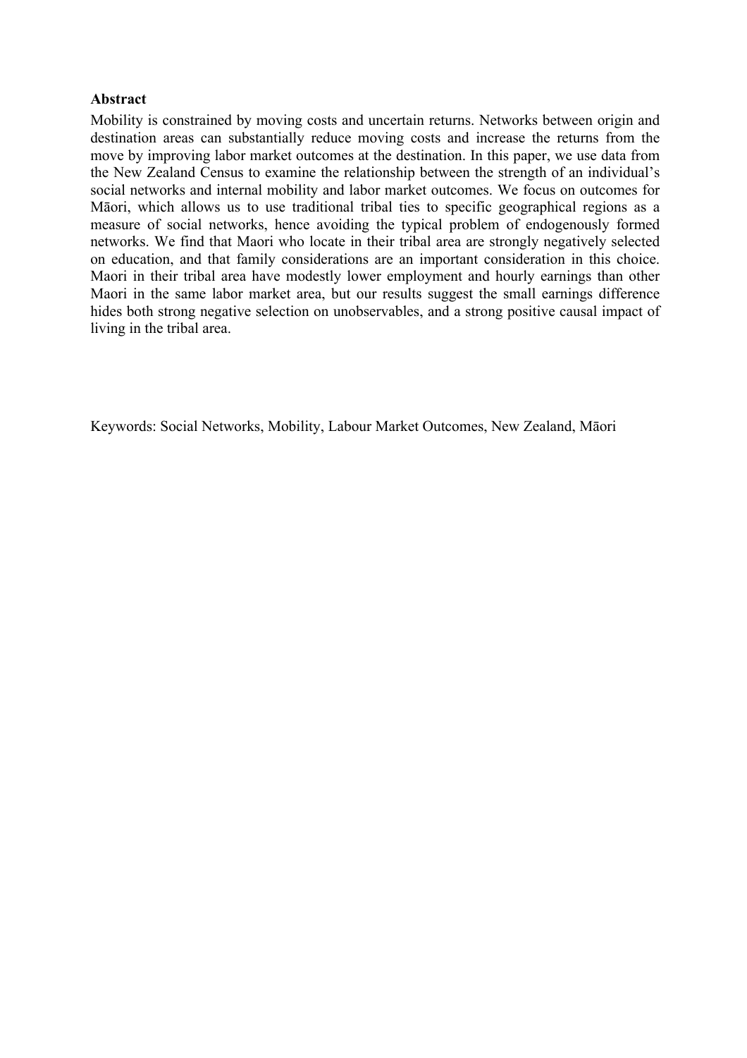**Abstract**

Mobility is constrained by moving costs and uncertain returns. Networks between origin and destination areas can substantially reduce moving costs and increase the returns from the move by improving labor market outcomes at the destination. In this paper, we use data from the New Zealand Census to examine the relationship between the strength of an individual's social networks and internal mobility and labor market outcomes. We focus on outcomes for Māori, which allows us to use traditional tribal ties to specific geographical regions as a measure of social networks, hence avoiding the typical problem of endogenously formed networks. We find that Maori who locate in their tribal area are strongly negatively selected on education, and that family considerations are an important consideration in this choice. Maori in their tribal area have modestly lower employment and hourly earnings than other Maori in the same labor market area, but our results suggest the small earnings difference hides both strong negative selection on unobservables, and a strong positive causal impact of living in the tribal area.

Keywords: Social Networks, Mobility, Labour Market Outcomes, New Zealand, Māori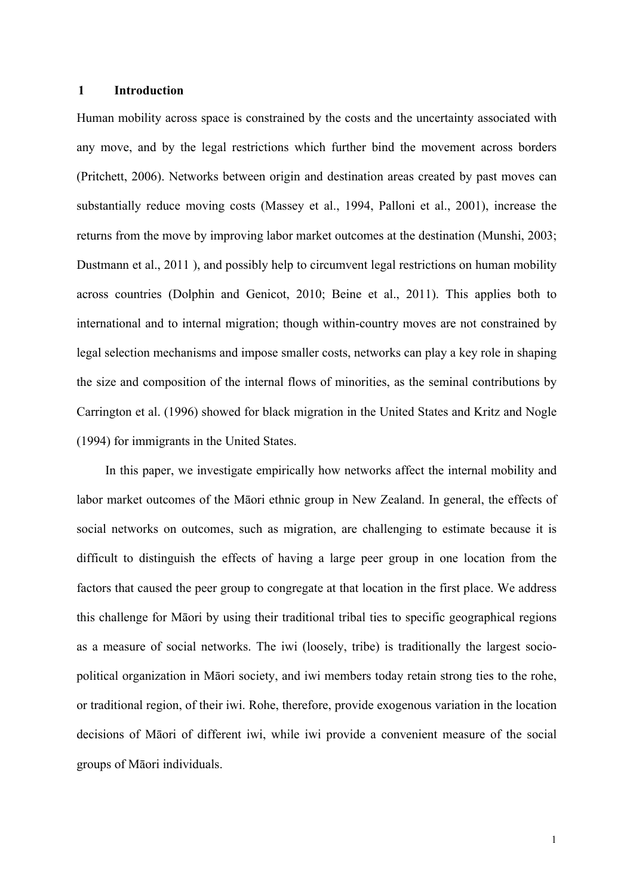# 1 Introduction

Human mobility across space is constrained by the costs and the uncertainty associated with any move, and by the legal restrictions which further bind the movement across borders (Pritchett, 2006). Networks between origin and destination areas created by past moves can substantially reduce moving costs (Massey et al., 1994, Palloni et al., 2001), increase the returns from the move by improving labor market outcomes at the destination (Munshi, 2003; Dustmann et al., 2011 ), and possibly help to circumvent legal restrictions on human mobility across countries (Dolphin and Genicot, 2010; Beine et al., 2011). This applies both to international and to internal migration; though within-country moves are not constrained by legal selection mechanisms and impose smaller costs, networks can play a key role in shaping the size and composition of the internal flows of minorities, as the seminal contributions by Carrington et al. (1996) showed for black migration in the United States and Kritz and Nogle (1994) for immigrants in the United States.

In this paper, we investigate empirically how networks affect the internal mobility and labor market outcomes of the Māori ethnic group in New Zealand. In general, the effects of social networks on outcomes, such as migration, are challenging to estimate because it is difficult to distinguish the effects of having a large peer group in one location from the factors that caused the peer group to congregate at that location in the first place. We address this challenge for Māori by using their traditional tribal ties to specific geographical regions as a measure of social networks. The iwi (loosely, tribe) is traditionally the largest socio-political organization in Māori society, and iwi members today retain strong ties to the rohe, or traditional region, of their iwi. Rohe, therefore, provide exogenous variation in the location decisions of Māori of different iwi, while iwi provide a convenient measure of the social groups of Māori individuals.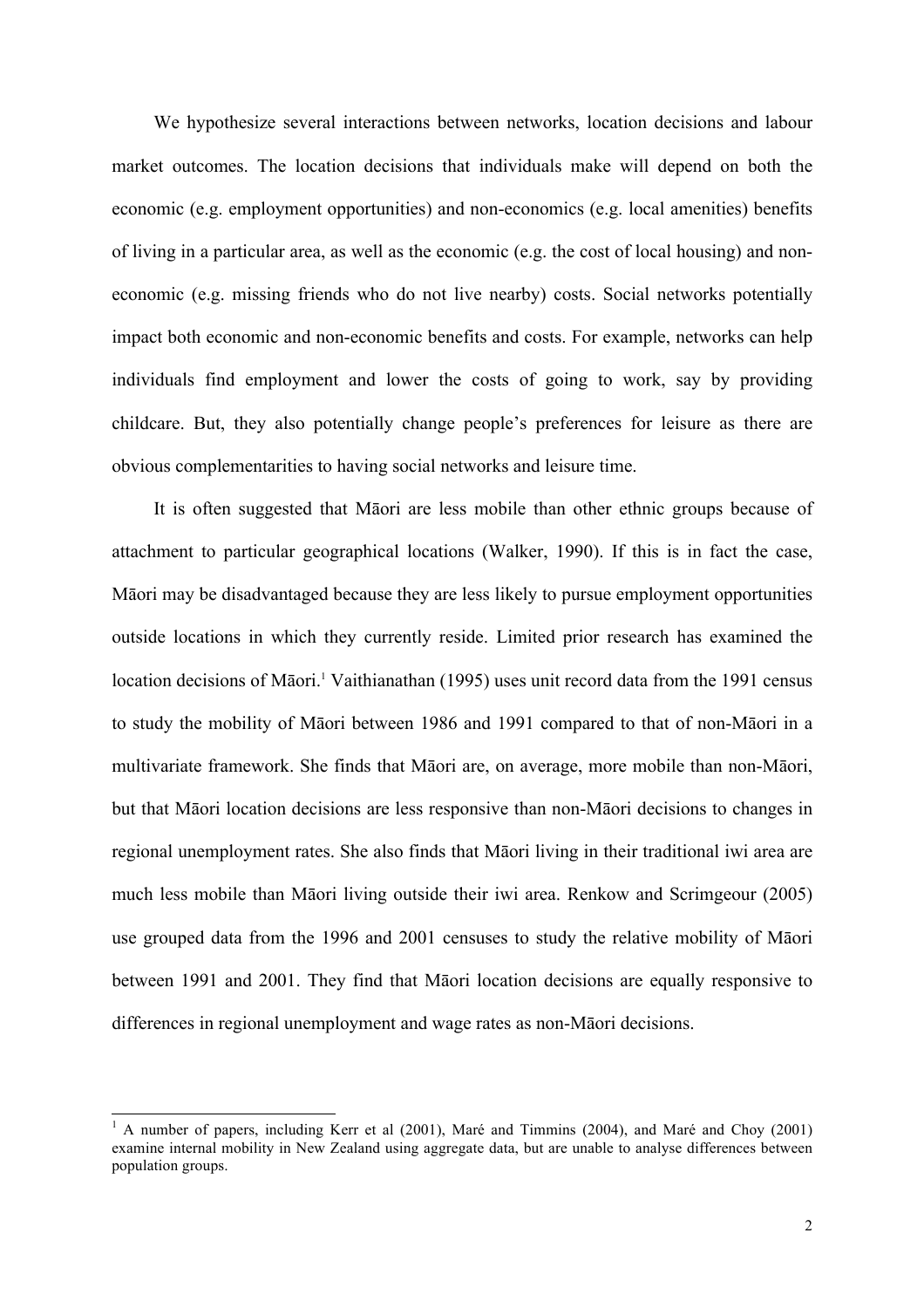We hypothesize several interactions between networks, location decisions and labour market outcomes. The location decisions that individuals make will depend on both the economic (e.g. employment opportunities) and non-economics (e.g. local amenities) benefits of living in a particular area, as well as the economic (e.g. the cost of local housing) and non-economic (e.g. missing friends who do not live nearby) costs. Social networks potentially impact both economic and non-economic benefits and costs. For example, networks can help individuals find employment and lower the costs of going to work, say by providing childcare. But, they also potentially change people's preferences for leisure as there are obvious complementarities to having social networks and leisure time.

It is often suggested that Māori are less mobile than other ethnic groups because of attachment to particular geographical locations (Walker, 1990). If this is in fact the case, Māori may be disadvantaged because they are less likely to pursue employment opportunities outside locations in which they currently reside. Limited prior research has examined the location decisions of Māori.[1] Vaithianathan (1995) uses unit record data from the 1991 census to study the mobility of Māori between 1986 and 1991 compared to that of non-Māori in a multivariate framework. She finds that Māori are, on average, more mobile than non-Māori, but that Māori location decisions are less responsive than non-Māori decisions to changes in regional unemployment rates. She also finds that Māori living in their traditional iwi area are much less mobile than Māori living outside their iwi area. Renkow and Scrimgeour (2005) use grouped data from the 1996 and 2001 censuses to study the relative mobility of Māori between 1991 and 2001. They find that Māori location decisions are equally responsive to differences in regional unemployment and wage rates as non-Māori decisions.

---

[1] A number of papers, including Kerr et al (2001), Maré and Timmins (2004), and Maré and Choy (2001) examine internal mobility in New Zealand using aggregate data, but are unable to analyse differences between population groups.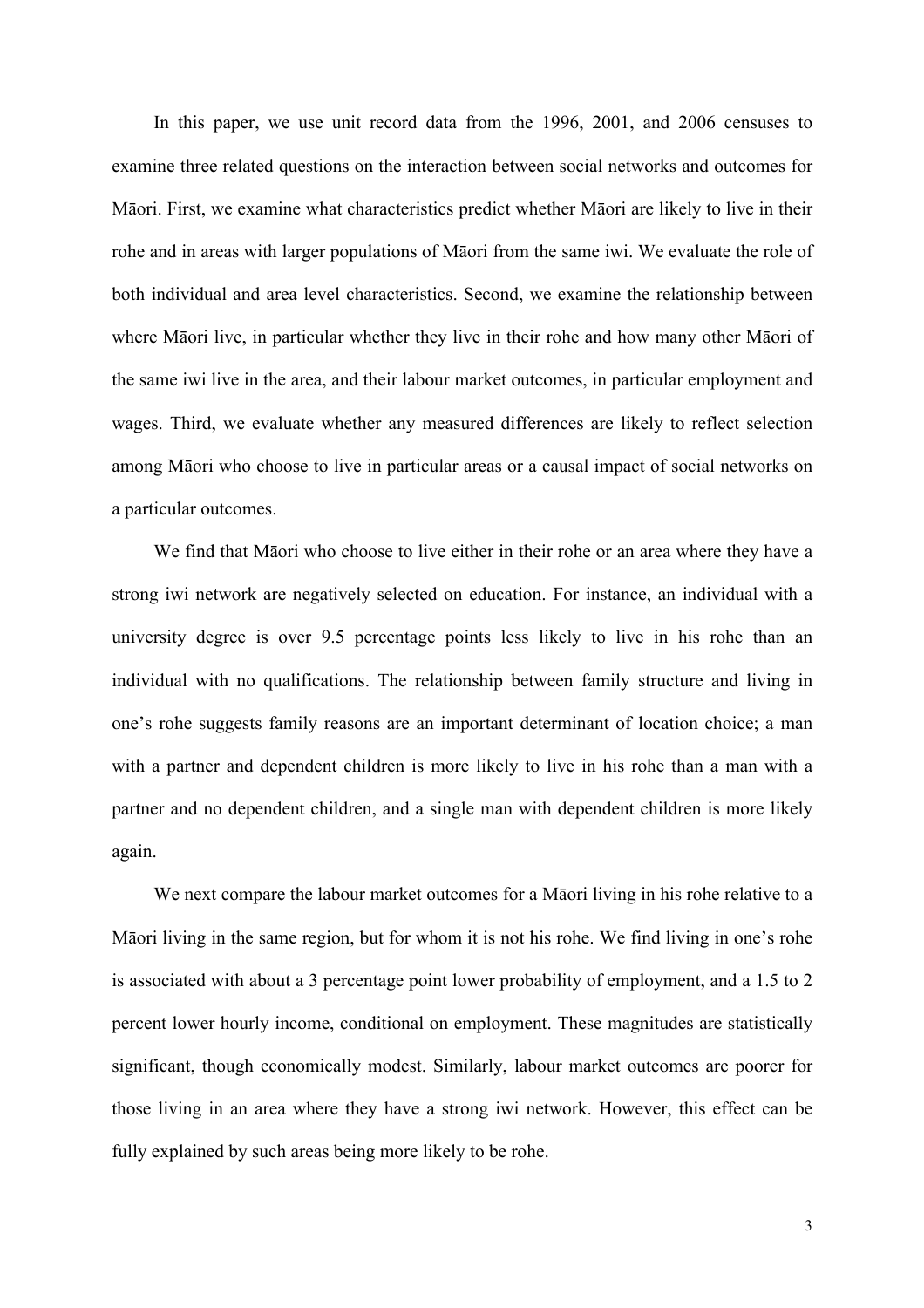In this paper, we use unit record data from the 1996, 2001, and 2006 censuses to examine three related questions on the interaction between social networks and outcomes for Māori. First, we examine what characteristics predict whether Māori are likely to live in their rohe and in areas with larger populations of Māori from the same iwi. We evaluate the role of both individual and area level characteristics. Second, we examine the relationship between where Māori live, in particular whether they live in their rohe and how many other Māori of the same iwi live in the area, and their labour market outcomes, in particular employment and wages. Third, we evaluate whether any measured differences are likely to reflect selection among Māori who choose to live in particular areas or a causal impact of social networks on a particular outcomes.

We find that Māori who choose to live either in their rohe or an area where they have a strong iwi network are negatively selected on education. For instance, an individual with a university degree is over 9.5 percentage points less likely to live in his rohe than an individual with no qualifications. The relationship between family structure and living in one's rohe suggests family reasons are an important determinant of location choice; a man with a partner and dependent children is more likely to live in his rohe than a man with a partner and no dependent children, and a single man with dependent children is more likely again.

We next compare the labour market outcomes for a Māori living in his rohe relative to a Māori living in the same region, but for whom it is not his rohe. We find living in one's rohe is associated with about a 3 percentage point lower probability of employment, and a 1.5 to 2 percent lower hourly income, conditional on employment. These magnitudes are statistically significant, though economically modest. Similarly, labour market outcomes are poorer for those living in an area where they have a strong iwi network. However, this effect can be fully explained by such areas being more likely to be rohe.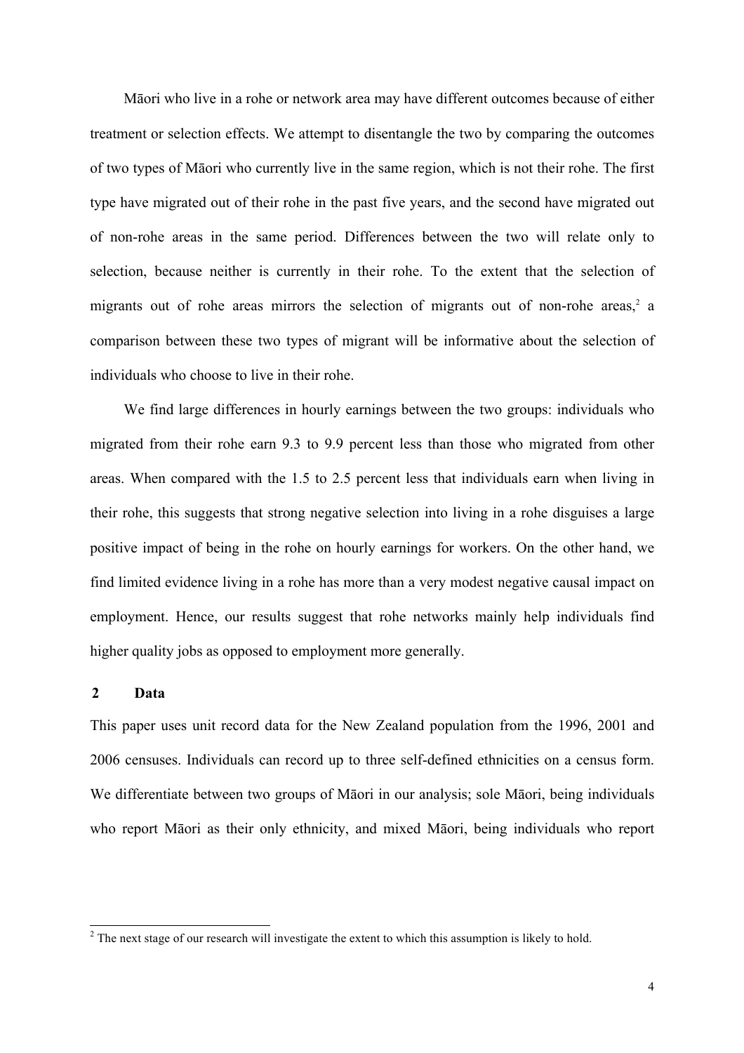Māori who live in a rohe or network area may have different outcomes because of either treatment or selection effects. We attempt to disentangle the two by comparing the outcomes of two types of Māori who currently live in the same region, which is not their rohe. The first type have migrated out of their rohe in the past five years, and the second have migrated out of non-rohe areas in the same period. Differences between the two will relate only to selection, because neither is currently in their rohe. To the extent that the selection of migrants out of rohe areas mirrors the selection of migrants out of non-rohe areas,[2] a comparison between these two types of migrant will be informative about the selection of individuals who choose to live in their rohe.

We find large differences in hourly earnings between the two groups: individuals who migrated from their rohe earn 9.3 to 9.9 percent less than those who migrated from other areas. When compared with the 1.5 to 2.5 percent less that individuals earn when living in their rohe, this suggests that strong negative selection into living in a rohe disguises a large positive impact of being in the rohe on hourly earnings for workers. On the other hand, we find limited evidence living in a rohe has more than a very modest negative causal impact on employment. Hence, our results suggest that rohe networks mainly help individuals find higher quality jobs as opposed to employment more generally.

## 2 Data

This paper uses unit record data for the New Zealand population from the 1996, 2001 and 2006 censuses. Individuals can record up to three self-defined ethnicities on a census form. We differentiate between two groups of Māori in our analysis; sole Māori, being individuals who report Māori as their only ethnicity, and mixed Māori, being individuals who report

[2] The next stage of our research will investigate the extent to which this assumption is likely to hold.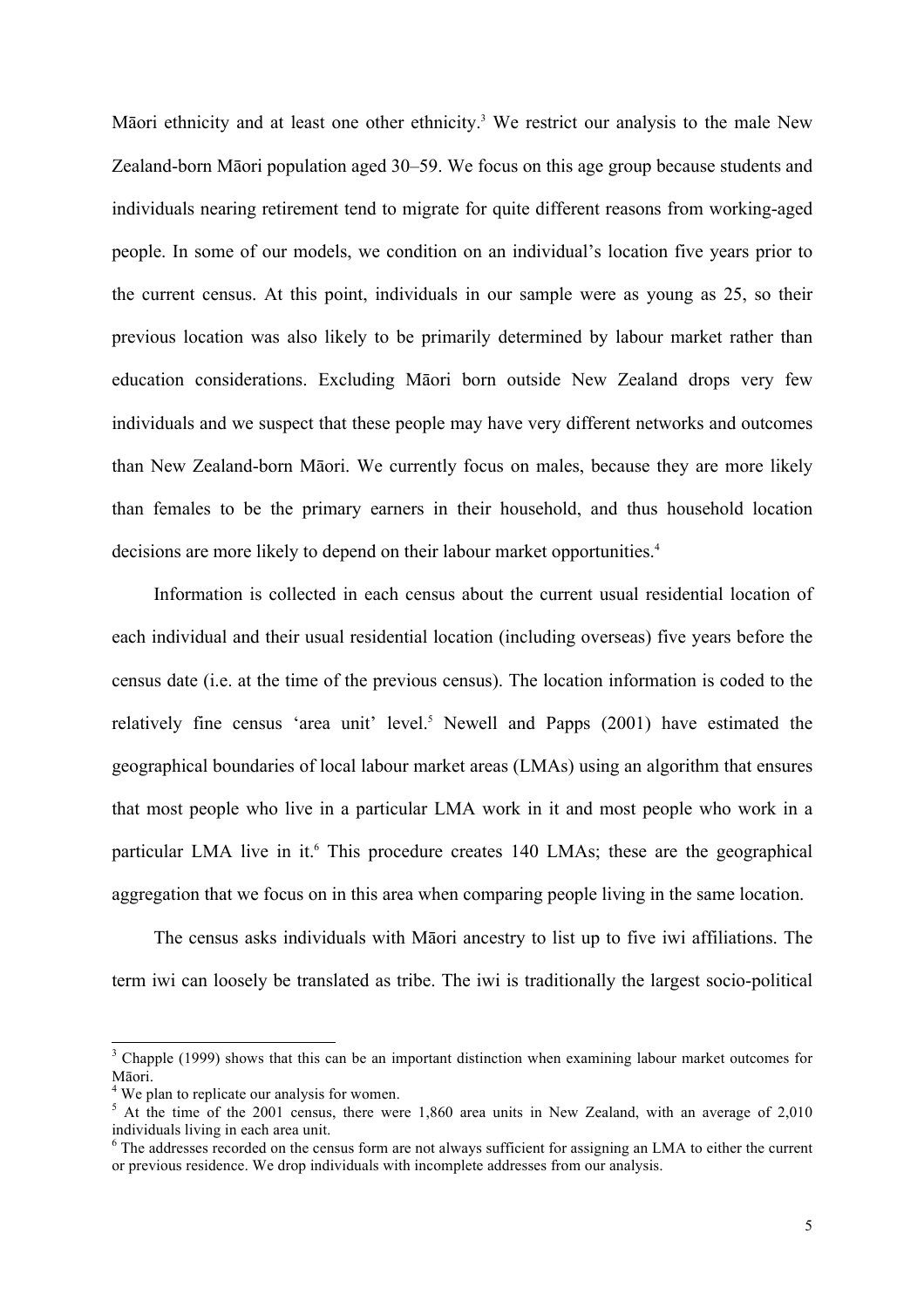Māori ethnicity and at least one other ethnicity.[3] We restrict our analysis to the male New Zealand-born Māori population aged 30–59. We focus on this age group because students and individuals nearing retirement tend to migrate for quite different reasons from working-aged people. In some of our models, we condition on an individual's location five years prior to the current census. At this point, individuals in our sample were as young as 25, so their previous location was also likely to be primarily determined by labour market rather than education considerations. Excluding Māori born outside New Zealand drops very few individuals and we suspect that these people may have very different networks and outcomes than New Zealand-born Māori. We currently focus on males, because they are more likely than females to be the primary earners in their household, and thus household location decisions are more likely to depend on their labour market opportunities.[4]

Information is collected in each census about the current usual residential location of each individual and their usual residential location (including overseas) five years before the census date (i.e. at the time of the previous census). The location information is coded to the relatively fine census 'area unit' level.[5] Newell and Papps (2001) have estimated the geographical boundaries of local labour market areas (LMAs) using an algorithm that ensures that most people who live in a particular LMA work in it and most people who work in a particular LMA live in it.[6] This procedure creates 140 LMAs; these are the geographical aggregation that we focus on in this area when comparing people living in the same location.

The census asks individuals with Māori ancestry to list up to five iwi affiliations. The term iwi can loosely be translated as tribe. The iwi is traditionally the largest socio-political

---

[3] Chapple (1999) shows that this can be an important distinction when examining labour market outcomes for Māori.

[4] We plan to replicate our analysis for women.

[5] At the time of the 2001 census, there were 1,860 area units in New Zealand, with an average of 2,010 individuals living in each area unit.

[6] The addresses recorded on the census form are not always sufficient for assigning an LMA to either the current or previous residence. We drop individuals with incomplete addresses from our analysis.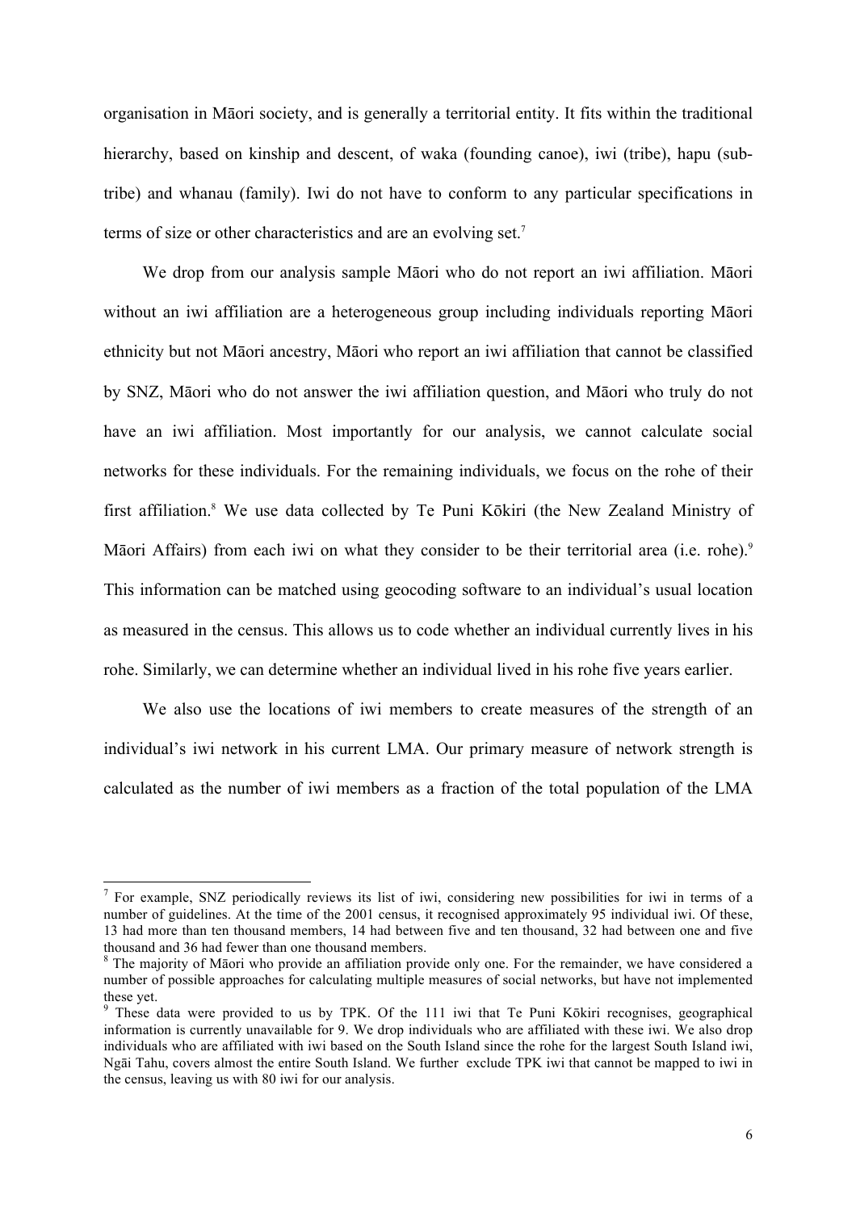organisation in Māori society, and is generally a territorial entity. It fits within the traditional hierarchy, based on kinship and descent, of waka (founding canoe), iwi (tribe), hapu (sub-tribe) and whanau (family). Iwi do not have to conform to any particular specifications in terms of size or other characteristics and are an evolving set.[7]

We drop from our analysis sample Māori who do not report an iwi affiliation. Māori without an iwi affiliation are a heterogeneous group including individuals reporting Māori ethnicity but not Māori ancestry, Māori who report an iwi affiliation that cannot be classified by SNZ, Māori who do not answer the iwi affiliation question, and Māori who truly do not have an iwi affiliation. Most importantly for our analysis, we cannot calculate social networks for these individuals. For the remaining individuals, we focus on the rohe of their first affiliation.[8] We use data collected by Te Puni Kōkiri (the New Zealand Ministry of Māori Affairs) from each iwi on what they consider to be their territorial area (i.e. rohe).[9] This information can be matched using geocoding software to an individual's usual location as measured in the census. This allows us to code whether an individual currently lives in his rohe. Similarly, we can determine whether an individual lived in his rohe five years earlier.

We also use the locations of iwi members to create measures of the strength of an individual's iwi network in his current LMA. Our primary measure of network strength is calculated as the number of iwi members as a fraction of the total population of the LMA

---

[7] For example, SNZ periodically reviews its list of iwi, considering new possibilities for iwi in terms of a number of guidelines. At the time of the 2001 census, it recognised approximately 95 individual iwi. Of these, 13 had more than ten thousand members, 14 had between five and ten thousand, 32 had between one and five thousand and 36 had fewer than one thousand members.

[8] The majority of Māori who provide an affiliation provide only one. For the remainder, we have considered a number of possible approaches for calculating multiple measures of social networks, but have not implemented these yet.

[9] These data were provided to us by TPK. Of the 111 iwi that Te Puni Kōkiri recognises, geographical information is currently unavailable for 9. We drop individuals who are affiliated with these iwi. We also drop individuals who are affiliated with iwi based on the South Island since the rohe for the largest South Island iwi, Ngāi Tahu, covers almost the entire South Island. We further exclude TPK iwi that cannot be mapped to iwi in the census, leaving us with 80 iwi for our analysis.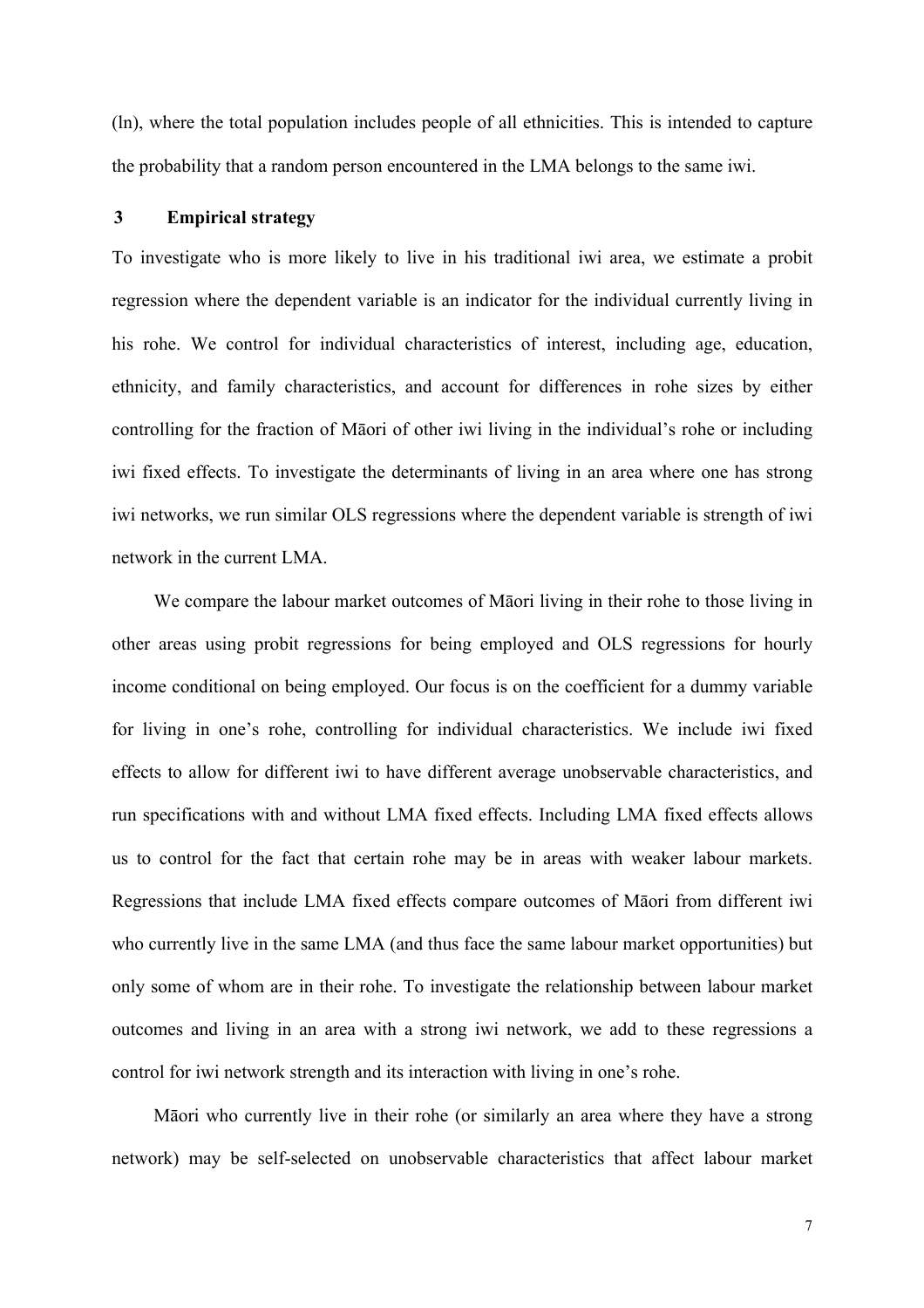(ln), where the total population includes people of all ethnicities. This is intended to capture the probability that a random person encountered in the LMA belongs to the same iwi.

## 3 Empirical strategy

To investigate who is more likely to live in his traditional iwi area, we estimate a probit regression where the dependent variable is an indicator for the individual currently living in his rohe. We control for individual characteristics of interest, including age, education, ethnicity, and family characteristics, and account for differences in rohe sizes by either controlling for the fraction of Māori of other iwi living in the individual's rohe or including iwi fixed effects. To investigate the determinants of living in an area where one has strong iwi networks, we run similar OLS regressions where the dependent variable is strength of iwi network in the current LMA.

We compare the labour market outcomes of Māori living in their rohe to those living in other areas using probit regressions for being employed and OLS regressions for hourly income conditional on being employed. Our focus is on the coefficient for a dummy variable for living in one's rohe, controlling for individual characteristics. We include iwi fixed effects to allow for different iwi to have different average unobservable characteristics, and run specifications with and without LMA fixed effects. Including LMA fixed effects allows us to control for the fact that certain rohe may be in areas with weaker labour markets. Regressions that include LMA fixed effects compare outcomes of Māori from different iwi who currently live in the same LMA (and thus face the same labour market opportunities) but only some of whom are in their rohe. To investigate the relationship between labour market outcomes and living in an area with a strong iwi network, we add to these regressions a control for iwi network strength and its interaction with living in one's rohe.

Māori who currently live in their rohe (or similarly an area where they have a strong network) may be self-selected on unobservable characteristics that affect labour market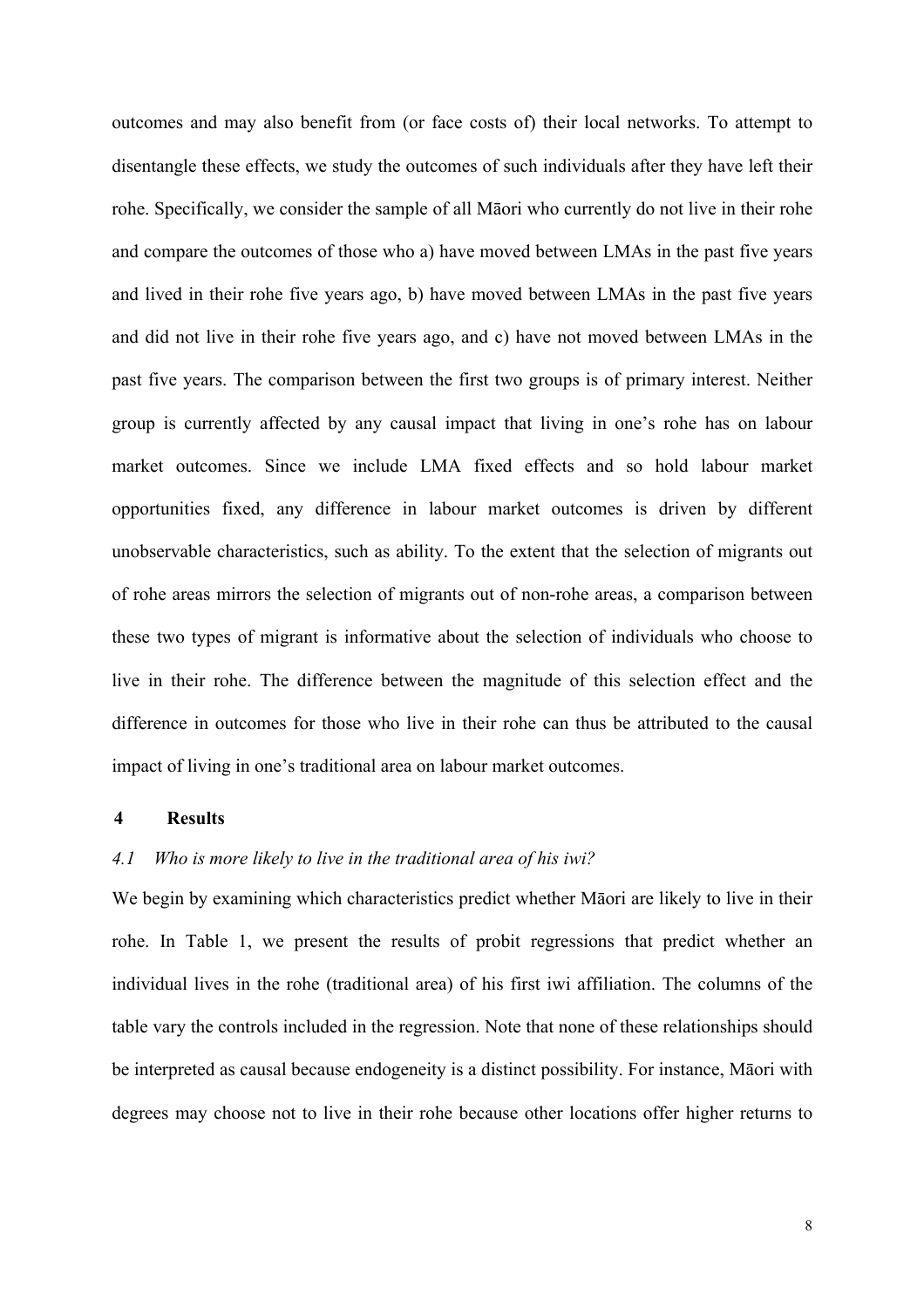outcomes and may also benefit from (or face costs of) their local networks. To attempt to disentangle these effects, we study the outcomes of such individuals after they have left their rohe. Specifically, we consider the sample of all Māori who currently do not live in their rohe and compare the outcomes of those who a) have moved between LMAs in the past five years and lived in their rohe five years ago, b) have moved between LMAs in the past five years and did not live in their rohe five years ago, and c) have not moved between LMAs in the past five years. The comparison between the first two groups is of primary interest. Neither group is currently affected by any causal impact that living in one's rohe has on labour market outcomes. Since we include LMA fixed effects and so hold labour market opportunities fixed, any difference in labour market outcomes is driven by different unobservable characteristics, such as ability. To the extent that the selection of migrants out of rohe areas mirrors the selection of migrants out of non-rohe areas, a comparison between these two types of migrant is informative about the selection of individuals who choose to live in their rohe. The difference between the magnitude of this selection effect and the difference in outcomes for those who live in their rohe can thus be attributed to the causal impact of living in one's traditional area on labour market outcomes.

# 4 Results

## *4.1 Who is more likely to live in the traditional area of his iwi?*

We begin by examining which characteristics predict whether Māori are likely to live in their rohe. In Table 1, we present the results of probit regressions that predict whether an individual lives in the rohe (traditional area) of his first iwi affiliation. The columns of the table vary the controls included in the regression. Note that none of these relationships should be interpreted as causal because endogeneity is a distinct possibility. For instance, Māori with degrees may choose not to live in their rohe because other locations offer higher returns to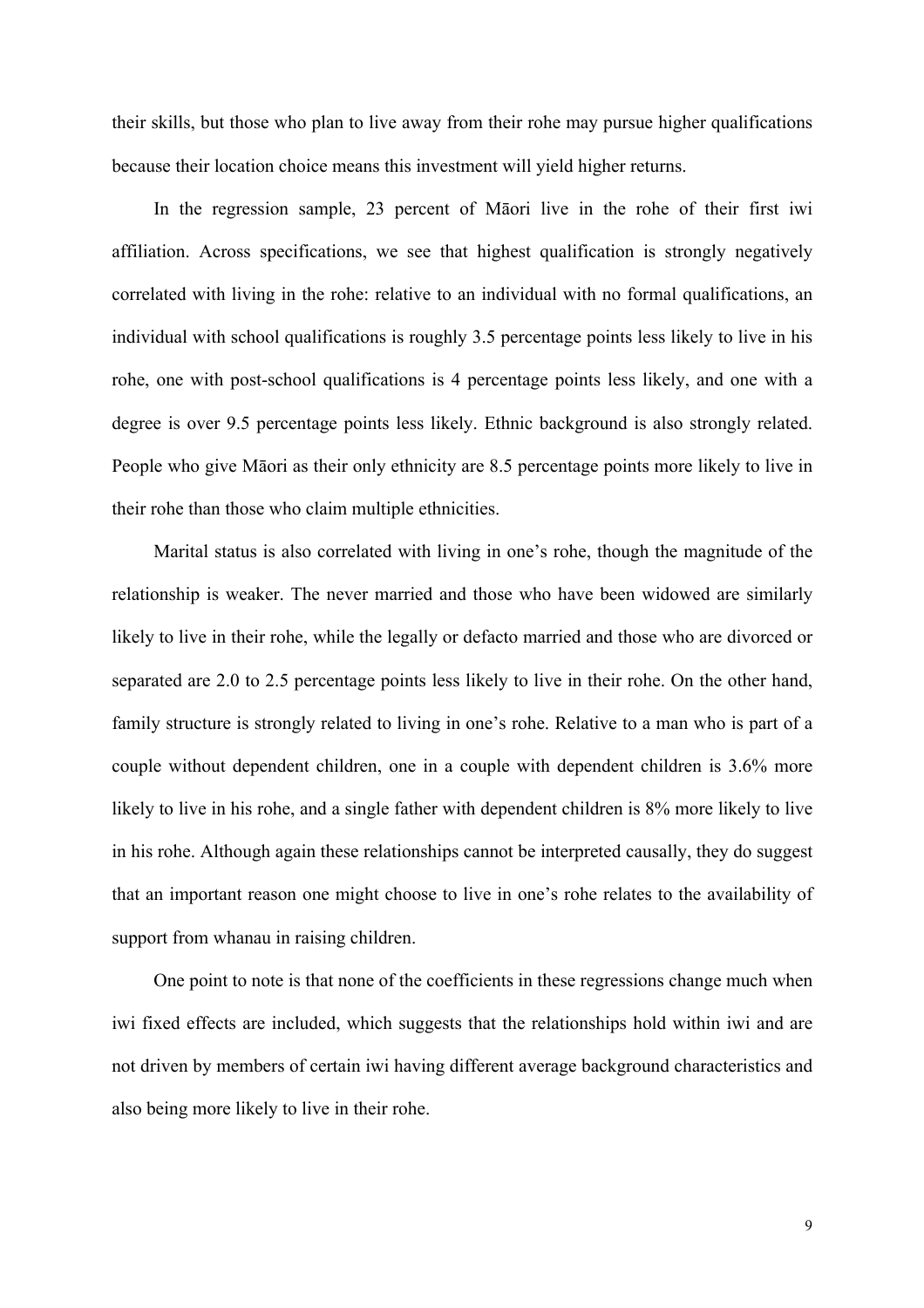their skills, but those who plan to live away from their rohe may pursue higher qualifications because their location choice means this investment will yield higher returns.

In the regression sample, 23 percent of Māori live in the rohe of their first iwi affiliation. Across specifications, we see that highest qualification is strongly negatively correlated with living in the rohe: relative to an individual with no formal qualifications, an individual with school qualifications is roughly 3.5 percentage points less likely to live in his rohe, one with post-school qualifications is 4 percentage points less likely, and one with a degree is over 9.5 percentage points less likely. Ethnic background is also strongly related. People who give Māori as their only ethnicity are 8.5 percentage points more likely to live in their rohe than those who claim multiple ethnicities.

Marital status is also correlated with living in one's rohe, though the magnitude of the relationship is weaker. The never married and those who have been widowed are similarly likely to live in their rohe, while the legally or defacto married and those who are divorced or separated are 2.0 to 2.5 percentage points less likely to live in their rohe. On the other hand, family structure is strongly related to living in one's rohe. Relative to a man who is part of a couple without dependent children, one in a couple with dependent children is 3.6% more likely to live in his rohe, and a single father with dependent children is 8% more likely to live in his rohe. Although again these relationships cannot be interpreted causally, they do suggest that an important reason one might choose to live in one's rohe relates to the availability of support from whanau in raising children.

One point to note is that none of the coefficients in these regressions change much when iwi fixed effects are included, which suggests that the relationships hold within iwi and are not driven by members of certain iwi having different average background characteristics and also being more likely to live in their rohe.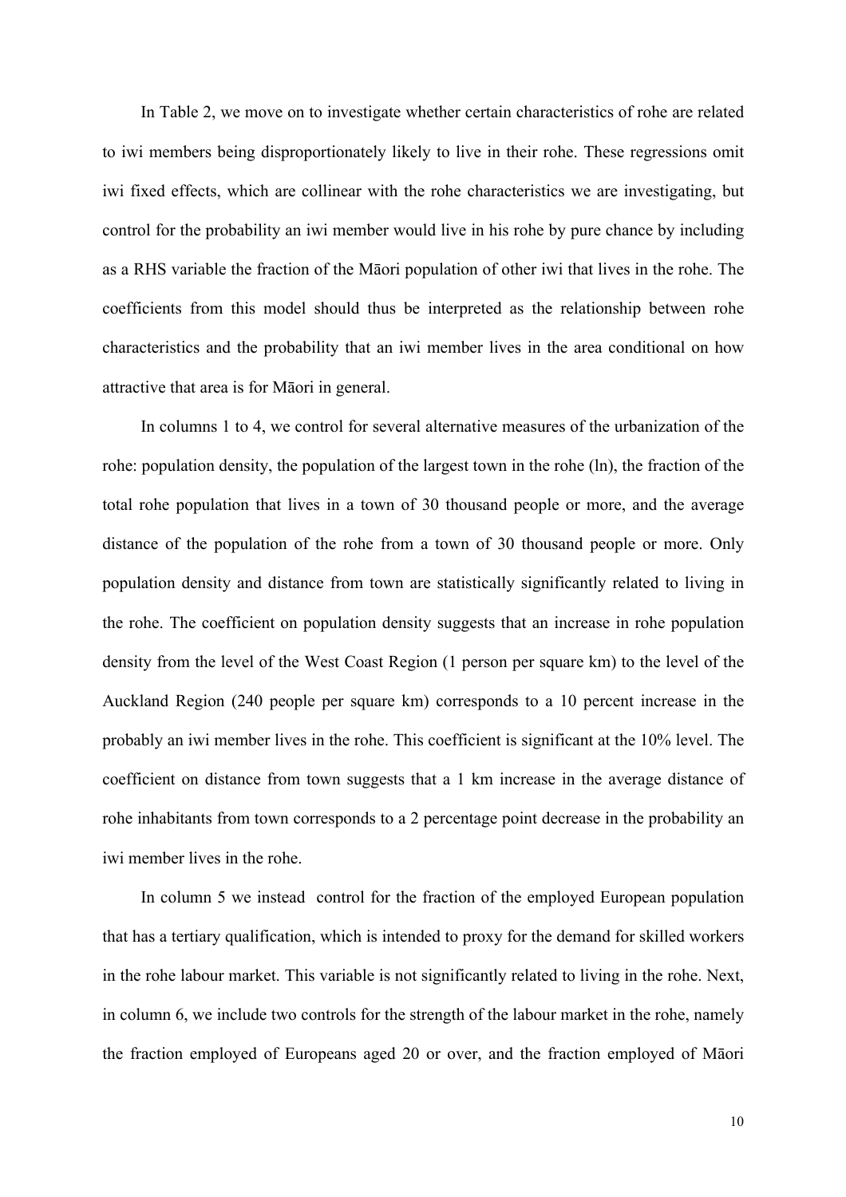In Table 2, we move on to investigate whether certain characteristics of rohe are related to iwi members being disproportionately likely to live in their rohe. These regressions omit iwi fixed effects, which are collinear with the rohe characteristics we are investigating, but control for the probability an iwi member would live in his rohe by pure chance by including as a RHS variable the fraction of the Māori population of other iwi that lives in the rohe. The coefficients from this model should thus be interpreted as the relationship between rohe characteristics and the probability that an iwi member lives in the area conditional on how attractive that area is for Māori in general.

In columns 1 to 4, we control for several alternative measures of the urbanization of the rohe: population density, the population of the largest town in the rohe (ln), the fraction of the total rohe population that lives in a town of 30 thousand people or more, and the average distance of the population of the rohe from a town of 30 thousand people or more. Only population density and distance from town are statistically significantly related to living in the rohe. The coefficient on population density suggests that an increase in rohe population density from the level of the West Coast Region (1 person per square km) to the level of the Auckland Region (240 people per square km) corresponds to a 10 percent increase in the probably an iwi member lives in the rohe. This coefficient is significant at the 10% level. The coefficient on distance from town suggests that a 1 km increase in the average distance of rohe inhabitants from town corresponds to a 2 percentage point decrease in the probability an iwi member lives in the rohe.

In column 5 we instead control for the fraction of the employed European population that has a tertiary qualification, which is intended to proxy for the demand for skilled workers in the rohe labour market. This variable is not significantly related to living in the rohe. Next, in column 6, we include two controls for the strength of the labour market in the rohe, namely the fraction employed of Europeans aged 20 or over, and the fraction employed of Māori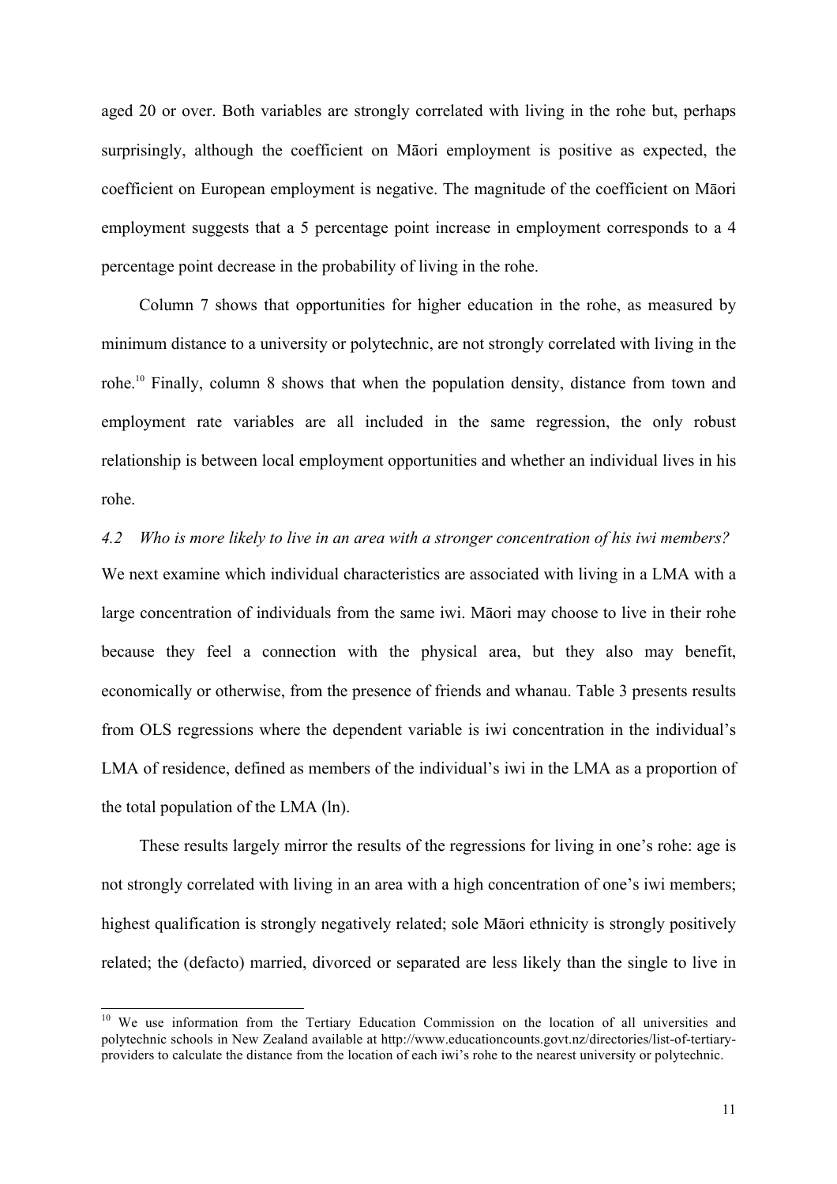aged 20 or over. Both variables are strongly correlated with living in the rohe but, perhaps surprisingly, although the coefficient on Māori employment is positive as expected, the coefficient on European employment is negative. The magnitude of the coefficient on Māori employment suggests that a 5 percentage point increase in employment corresponds to a 4 percentage point decrease in the probability of living in the rohe.

Column 7 shows that opportunities for higher education in the rohe, as measured by minimum distance to a university or polytechnic, are not strongly correlated with living in the rohe.[10] Finally, column 8 shows that when the population density, distance from town and employment rate variables are all included in the same regression, the only robust relationship is between local employment opportunities and whether an individual lives in his rohe.

### *4.2 Who is more likely to live in an area with a stronger concentration of his iwi members?*

We next examine which individual characteristics are associated with living in a LMA with a large concentration of individuals from the same iwi. Māori may choose to live in their rohe because they feel a connection with the physical area, but they also may benefit, economically or otherwise, from the presence of friends and whanau. Table 3 presents results from OLS regressions where the dependent variable is iwi concentration in the individual's LMA of residence, defined as members of the individual's iwi in the LMA as a proportion of the total population of the LMA (ln).

These results largely mirror the results of the regressions for living in one's rohe: age is not strongly correlated with living in an area with a high concentration of one's iwi members; highest qualification is strongly negatively related; sole Māori ethnicity is strongly positively related; the (defacto) married, divorced or separated are less likely than the single to live in

[10] We use information from the Tertiary Education Commission on the location of all universities and polytechnic schools in New Zealand available at http://www.educationcounts.govt.nz/directories/list-of-tertiary-providers to calculate the distance from the location of each iwi's rohe to the nearest university or polytechnic.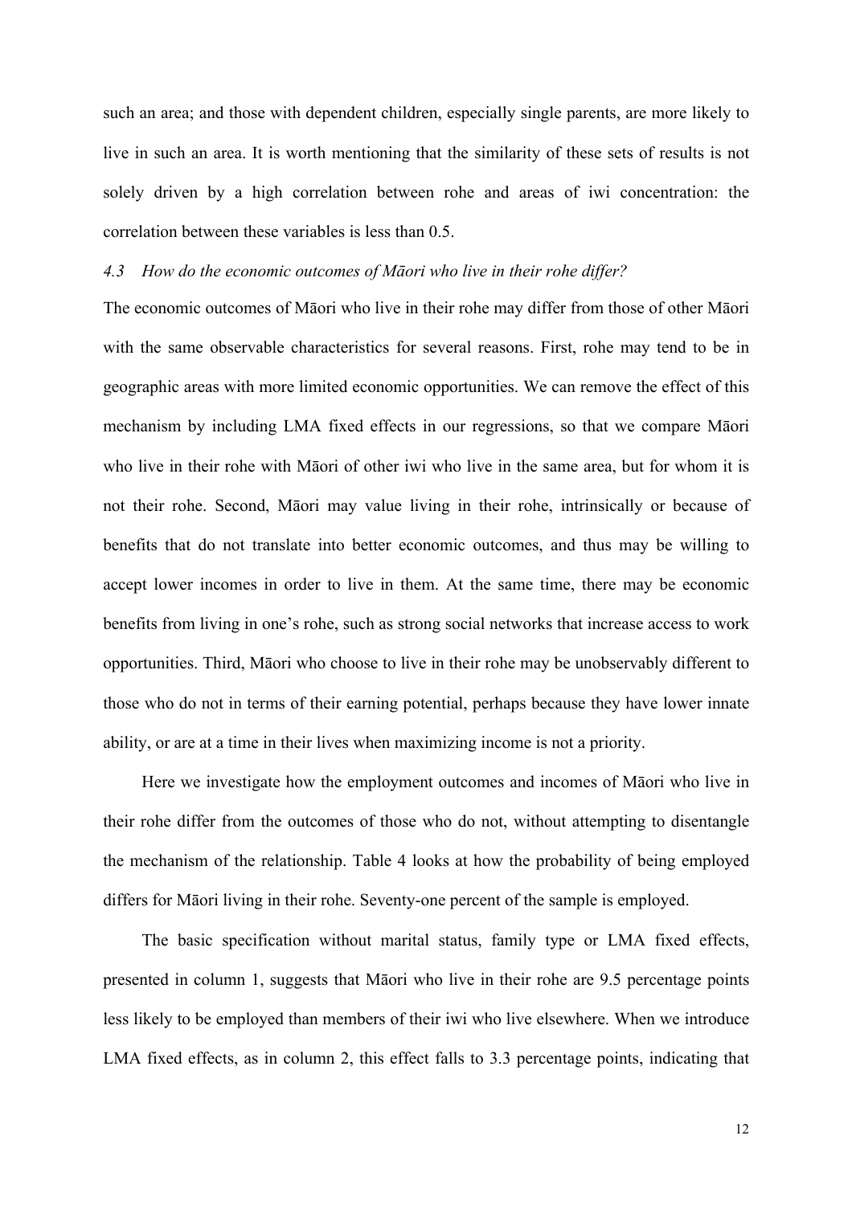such an area; and those with dependent children, especially single parents, are more likely to live in such an area. It is worth mentioning that the similarity of these sets of results is not solely driven by a high correlation between rohe and areas of iwi concentration: the correlation between these variables is less than 0.5.

### *4.3 How do the economic outcomes of Māori who live in their rohe differ?*

The economic outcomes of Māori who live in their rohe may differ from those of other Māori with the same observable characteristics for several reasons. First, rohe may tend to be in geographic areas with more limited economic opportunities. We can remove the effect of this mechanism by including LMA fixed effects in our regressions, so that we compare Māori who live in their rohe with Māori of other iwi who live in the same area, but for whom it is not their rohe. Second, Māori may value living in their rohe, intrinsically or because of benefits that do not translate into better economic outcomes, and thus may be willing to accept lower incomes in order to live in them. At the same time, there may be economic benefits from living in one's rohe, such as strong social networks that increase access to work opportunities. Third, Māori who choose to live in their rohe may be unobservably different to those who do not in terms of their earning potential, perhaps because they have lower innate ability, or are at a time in their lives when maximizing income is not a priority.

Here we investigate how the employment outcomes and incomes of Māori who live in their rohe differ from the outcomes of those who do not, without attempting to disentangle the mechanism of the relationship. Table 4 looks at how the probability of being employed differs for Māori living in their rohe. Seventy-one percent of the sample is employed.

The basic specification without marital status, family type or LMA fixed effects, presented in column 1, suggests that Māori who live in their rohe are 9.5 percentage points less likely to be employed than members of their iwi who live elsewhere. When we introduce LMA fixed effects, as in column 2, this effect falls to 3.3 percentage points, indicating that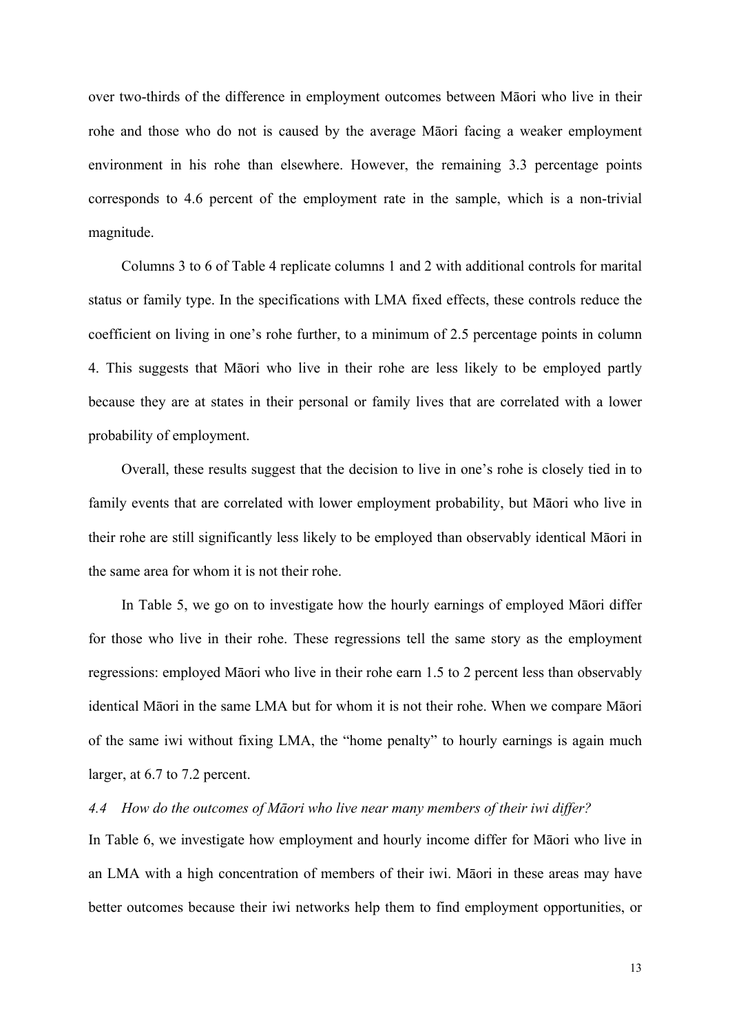over two-thirds of the difference in employment outcomes between Māori who live in their rohe and those who do not is caused by the average Māori facing a weaker employment environment in his rohe than elsewhere. However, the remaining 3.3 percentage points corresponds to 4.6 percent of the employment rate in the sample, which is a non-trivial magnitude.

Columns 3 to 6 of Table 4 replicate columns 1 and 2 with additional controls for marital status or family type. In the specifications with LMA fixed effects, these controls reduce the coefficient on living in one's rohe further, to a minimum of 2.5 percentage points in column 4. This suggests that Māori who live in their rohe are less likely to be employed partly because they are at states in their personal or family lives that are correlated with a lower probability of employment.

Overall, these results suggest that the decision to live in one's rohe is closely tied in to family events that are correlated with lower employment probability, but Māori who live in their rohe are still significantly less likely to be employed than observably identical Māori in the same area for whom it is not their rohe.

In Table 5, we go on to investigate how the hourly earnings of employed Māori differ for those who live in their rohe. These regressions tell the same story as the employment regressions: employed Māori who live in their rohe earn 1.5 to 2 percent less than observably identical Māori in the same LMA but for whom it is not their rohe. When we compare Māori of the same iwi without fixing LMA, the "home penalty" to hourly earnings is again much larger, at 6.7 to 7.2 percent.

### *4.4 How do the outcomes of Māori who live near many members of their iwi differ?*

In Table 6, we investigate how employment and hourly income differ for Māori who live in an LMA with a high concentration of members of their iwi. Māori in these areas may have better outcomes because their iwi networks help them to find employment opportunities, or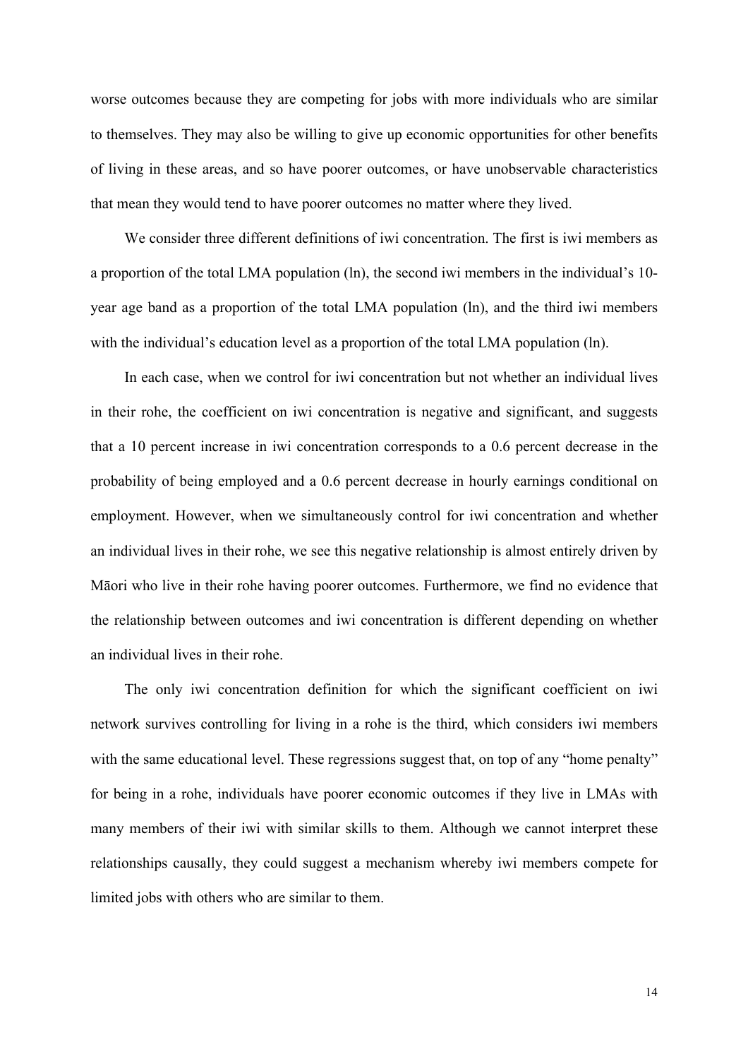worse outcomes because they are competing for jobs with more individuals who are similar to themselves. They may also be willing to give up economic opportunities for other benefits of living in these areas, and so have poorer outcomes, or have unobservable characteristics that mean they would tend to have poorer outcomes no matter where they lived.

We consider three different definitions of iwi concentration. The first is iwi members as a proportion of the total LMA population (ln), the second iwi members in the individual's 10-year age band as a proportion of the total LMA population (ln), and the third iwi members with the individual's education level as a proportion of the total LMA population (ln).

In each case, when we control for iwi concentration but not whether an individual lives in their rohe, the coefficient on iwi concentration is negative and significant, and suggests that a 10 percent increase in iwi concentration corresponds to a 0.6 percent decrease in the probability of being employed and a 0.6 percent decrease in hourly earnings conditional on employment. However, when we simultaneously control for iwi concentration and whether an individual lives in their rohe, we see this negative relationship is almost entirely driven by Māori who live in their rohe having poorer outcomes. Furthermore, we find no evidence that the relationship between outcomes and iwi concentration is different depending on whether an individual lives in their rohe.

The only iwi concentration definition for which the significant coefficient on iwi network survives controlling for living in a rohe is the third, which considers iwi members with the same educational level. These regressions suggest that, on top of any "home penalty" for being in a rohe, individuals have poorer economic outcomes if they live in LMAs with many members of their iwi with similar skills to them. Although we cannot interpret these relationships causally, they could suggest a mechanism whereby iwi members compete for limited jobs with others who are similar to them.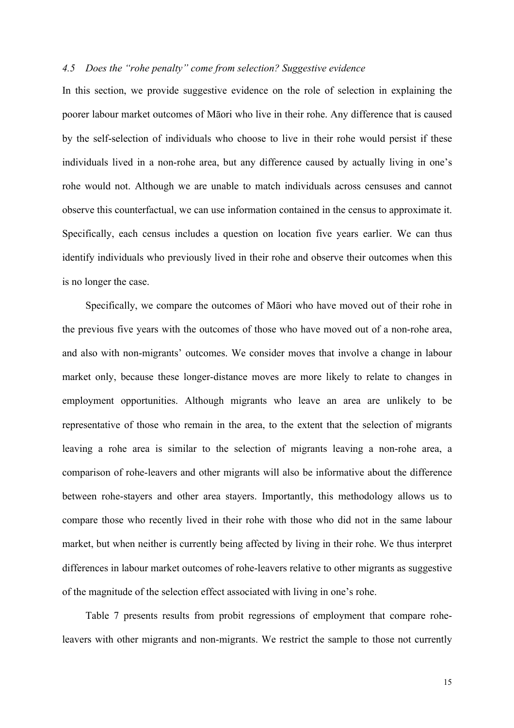### *4.5 Does the "rohe penalty" come from selection? Suggestive evidence*

In this section, we provide suggestive evidence on the role of selection in explaining the poorer labour market outcomes of Māori who live in their rohe. Any difference that is caused by the self-selection of individuals who choose to live in their rohe would persist if these individuals lived in a non-rohe area, but any difference caused by actually living in one's rohe would not. Although we are unable to match individuals across censuses and cannot observe this counterfactual, we can use information contained in the census to approximate it. Specifically, each census includes a question on location five years earlier. We can thus identify individuals who previously lived in their rohe and observe their outcomes when this is no longer the case.

Specifically, we compare the outcomes of Māori who have moved out of their rohe in the previous five years with the outcomes of those who have moved out of a non-rohe area, and also with non-migrants' outcomes. We consider moves that involve a change in labour market only, because these longer-distance moves are more likely to relate to changes in employment opportunities. Although migrants who leave an area are unlikely to be representative of those who remain in the area, to the extent that the selection of migrants leaving a rohe area is similar to the selection of migrants leaving a non-rohe area, a comparison of rohe-leavers and other migrants will also be informative about the difference between rohe-stayers and other area stayers. Importantly, this methodology allows us to compare those who recently lived in their rohe with those who did not in the same labour market, but when neither is currently being affected by living in their rohe. We thus interpret differences in labour market outcomes of rohe-leavers relative to other migrants as suggestive of the magnitude of the selection effect associated with living in one's rohe.

Table 7 presents results from probit regressions of employment that compare rohe-leavers with other migrants and non-migrants. We restrict the sample to those not currently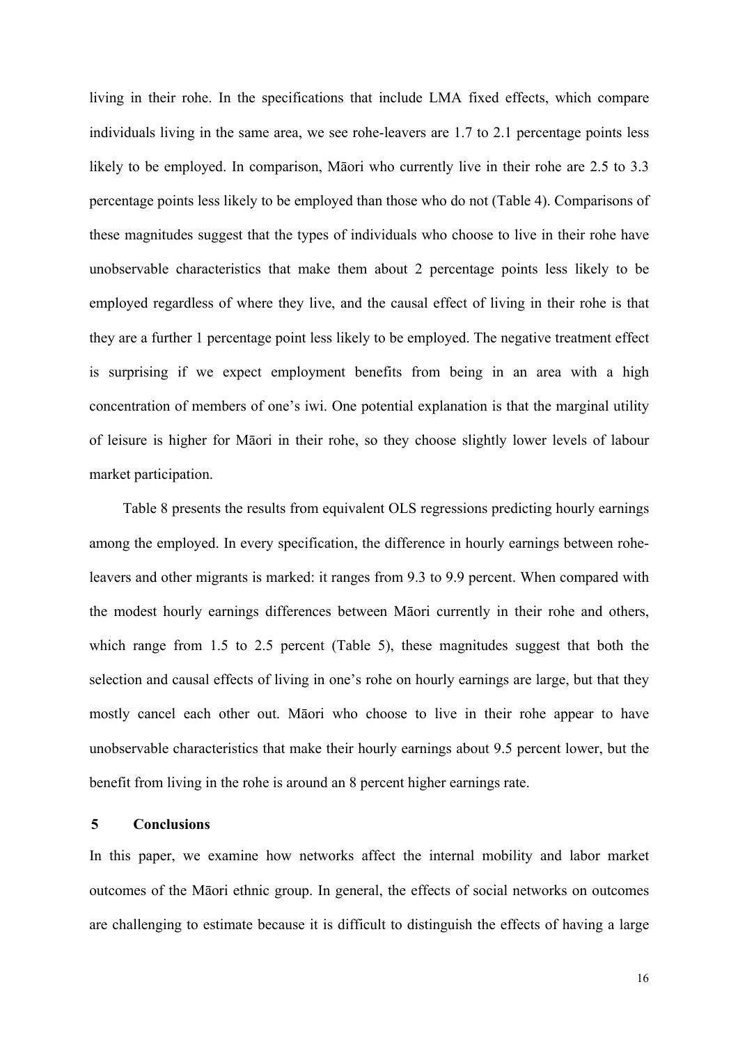living in their rohe. In the specifications that include LMA fixed effects, which compare individuals living in the same area, we see rohe-leavers are 1.7 to 2.1 percentage points less likely to be employed. In comparison, Māori who currently live in their rohe are 2.5 to 3.3 percentage points less likely to be employed than those who do not (Table 4). Comparisons of these magnitudes suggest that the types of individuals who choose to live in their rohe have unobservable characteristics that make them about 2 percentage points less likely to be employed regardless of where they live, and the causal effect of living in their rohe is that they are a further 1 percentage point less likely to be employed. The negative treatment effect is surprising if we expect employment benefits from being in an area with a high concentration of members of one's iwi. One potential explanation is that the marginal utility of leisure is higher for Māori in their rohe, so they choose slightly lower levels of labour market participation.

Table 8 presents the results from equivalent OLS regressions predicting hourly earnings among the employed. In every specification, the difference in hourly earnings between rohe-leavers and other migrants is marked: it ranges from 9.3 to 9.9 percent. When compared with the modest hourly earnings differences between Māori currently in their rohe and others, which range from 1.5 to 2.5 percent (Table 5), these magnitudes suggest that both the selection and causal effects of living in one's rohe on hourly earnings are large, but that they mostly cancel each other out. Māori who choose to live in their rohe appear to have unobservable characteristics that make their hourly earnings about 9.5 percent lower, but the benefit from living in the rohe is around an 8 percent higher earnings rate.

## 5 Conclusions

In this paper, we examine how networks affect the internal mobility and labor market outcomes of the Māori ethnic group. In general, the effects of social networks on outcomes are challenging to estimate because it is difficult to distinguish the effects of having a large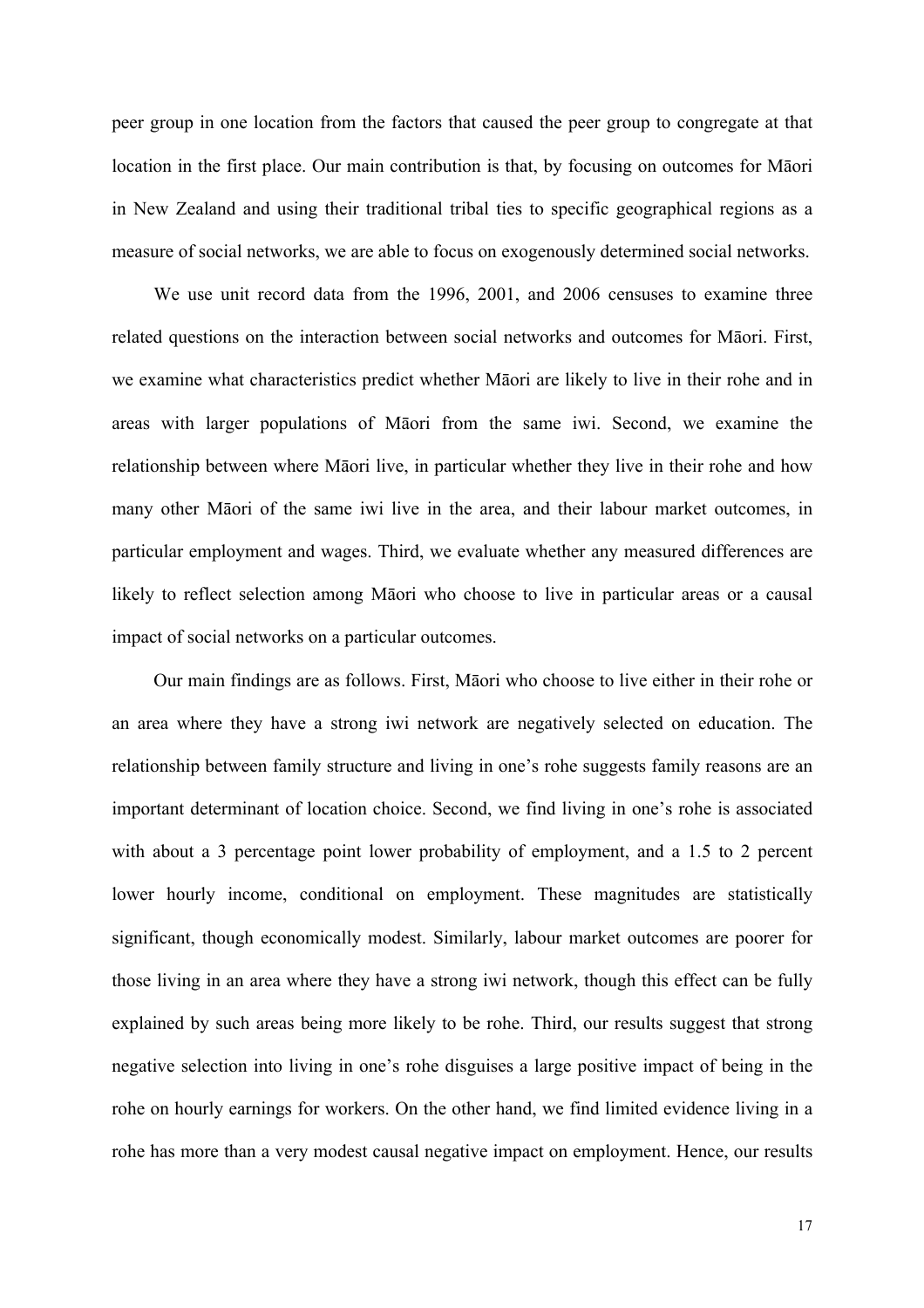peer group in one location from the factors that caused the peer group to congregate at that location in the first place. Our main contribution is that, by focusing on outcomes for Māori in New Zealand and using their traditional tribal ties to specific geographical regions as a measure of social networks, we are able to focus on exogenously determined social networks.

We use unit record data from the 1996, 2001, and 2006 censuses to examine three related questions on the interaction between social networks and outcomes for Māori. First, we examine what characteristics predict whether Māori are likely to live in their rohe and in areas with larger populations of Māori from the same iwi. Second, we examine the relationship between where Māori live, in particular whether they live in their rohe and how many other Māori of the same iwi live in the area, and their labour market outcomes, in particular employment and wages. Third, we evaluate whether any measured differences are likely to reflect selection among Māori who choose to live in particular areas or a causal impact of social networks on a particular outcomes.

Our main findings are as follows. First, Māori who choose to live either in their rohe or an area where they have a strong iwi network are negatively selected on education. The relationship between family structure and living in one's rohe suggests family reasons are an important determinant of location choice. Second, we find living in one's rohe is associated with about a 3 percentage point lower probability of employment, and a 1.5 to 2 percent lower hourly income, conditional on employment. These magnitudes are statistically significant, though economically modest. Similarly, labour market outcomes are poorer for those living in an area where they have a strong iwi network, though this effect can be fully explained by such areas being more likely to be rohe. Third, our results suggest that strong negative selection into living in one's rohe disguises a large positive impact of being in the rohe on hourly earnings for workers. On the other hand, we find limited evidence living in a rohe has more than a very modest causal negative impact on employment. Hence, our results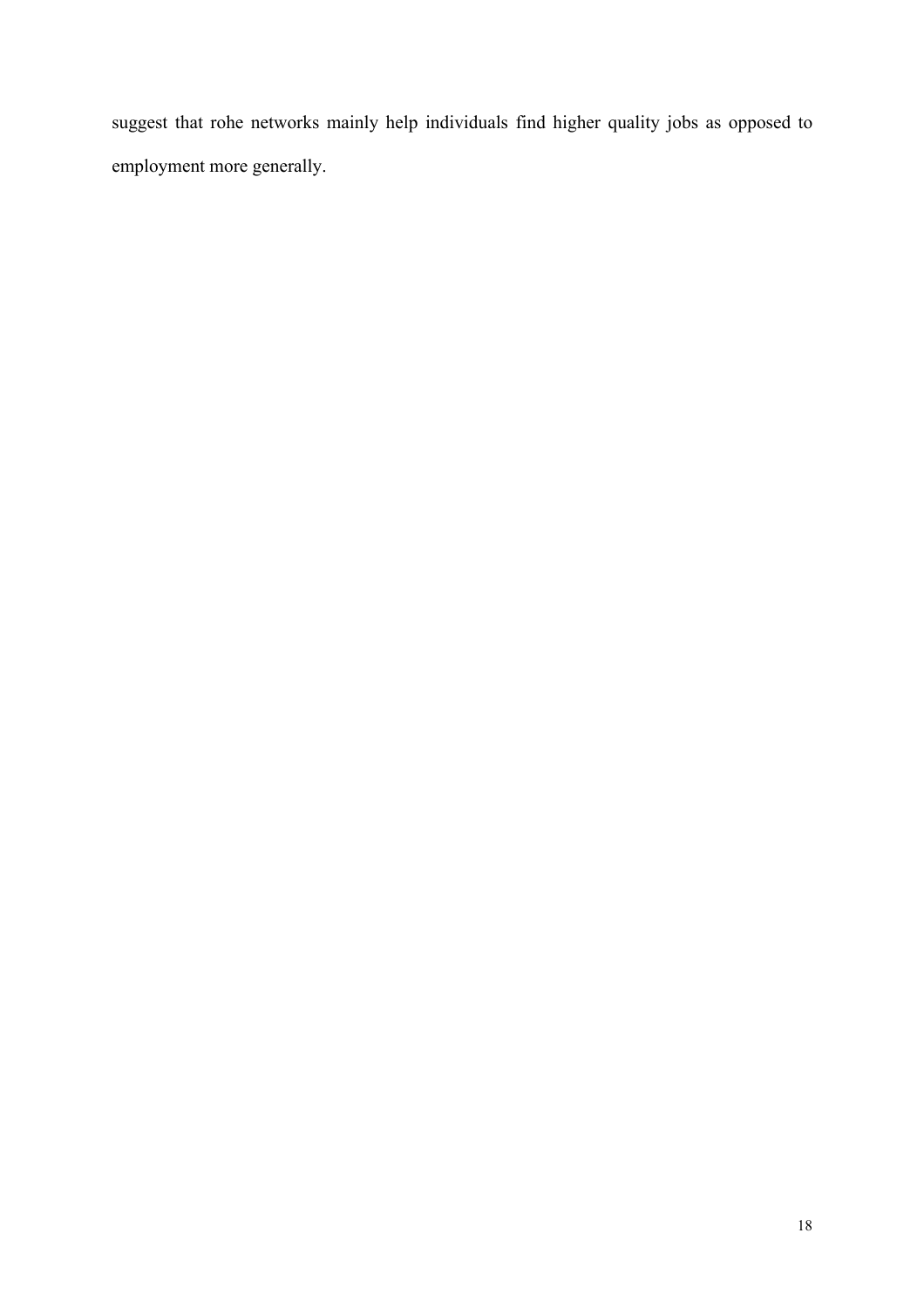suggest that rohe networks mainly help individuals find higher quality jobs as opposed to employment more generally.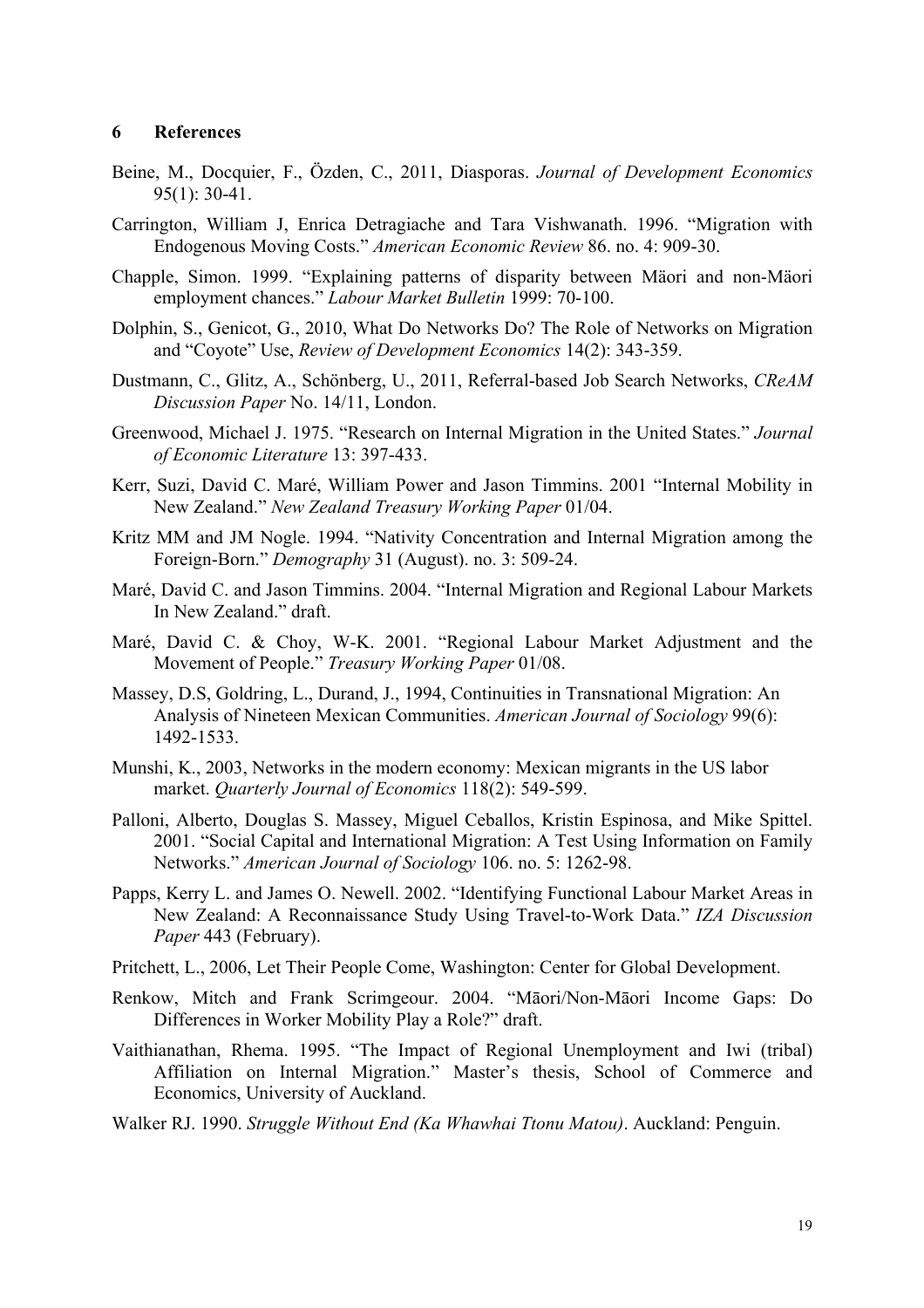## 6 References

Beine, M., Docquier, F., Özden, C., 2011, Diasporas. *Journal of Development Economics* 95(1): 30-41.

Carrington, William J, Enrica Detragiache and Tara Vishwanath. 1996. "Migration with Endogenous Moving Costs." *American Economic Review* 86. no. 4: 909-30.

Chapple, Simon. 1999. "Explaining patterns of disparity between Mäori and non-Mäori employment chances." *Labour Market Bulletin* 1999: 70-100.

Dolphin, S., Genicot, G., 2010, What Do Networks Do? The Role of Networks on Migration and "Coyote" Use, *Review of Development Economics* 14(2): 343-359.

Dustmann, C., Glitz, A., Schönberg, U., 2011, Referral-based Job Search Networks, *CReAM Discussion Paper* No. 14/11, London.

Greenwood, Michael J. 1975. "Research on Internal Migration in the United States." *Journal of Economic Literature* 13: 397-433.

Kerr, Suzi, David C. Maré, William Power and Jason Timmins. 2001 "Internal Mobility in New Zealand." *New Zealand Treasury Working Paper* 01/04.

Kritz MM and JM Nogle. 1994. "Nativity Concentration and Internal Migration among the Foreign-Born." *Demography* 31 (August). no. 3: 509-24.

Maré, David C. and Jason Timmins. 2004. "Internal Migration and Regional Labour Markets In New Zealand." draft.

Maré, David C. & Choy, W-K. 2001. "Regional Labour Market Adjustment and the Movement of People." *Treasury Working Paper* 01/08.

Massey, D.S, Goldring, L., Durand, J., 1994, Continuities in Transnational Migration: An Analysis of Nineteen Mexican Communities. *American Journal of Sociology* 99(6): 1492-1533.

Munshi, K., 2003, Networks in the modern economy: Mexican migrants in the US labor market. *Quarterly Journal of Economics* 118(2): 549-599.

Palloni, Alberto, Douglas S. Massey, Miguel Ceballos, Kristin Espinosa, and Mike Spittel. 2001. "Social Capital and International Migration: A Test Using Information on Family Networks." *American Journal of Sociology* 106. no. 5: 1262-98.

Papps, Kerry L. and James O. Newell. 2002. "Identifying Functional Labour Market Areas in New Zealand: A Reconnaissance Study Using Travel-to-Work Data." *IZA Discussion Paper* 443 (February).

Pritchett, L., 2006, Let Their People Come, Washington: Center for Global Development.

Renkow, Mitch and Frank Scrimgeour. 2004. "Māori/Non-Māori Income Gaps: Do Differences in Worker Mobility Play a Role?" draft.

Vaithianathan, Rhema. 1995. "The Impact of Regional Unemployment and Iwi (tribal) Affiliation on Internal Migration." Master's thesis, School of Commerce and Economics, University of Auckland.

Walker RJ. 1990. *Struggle Without End (Ka Whawhai Ttonu Matou)*. Auckland: Penguin.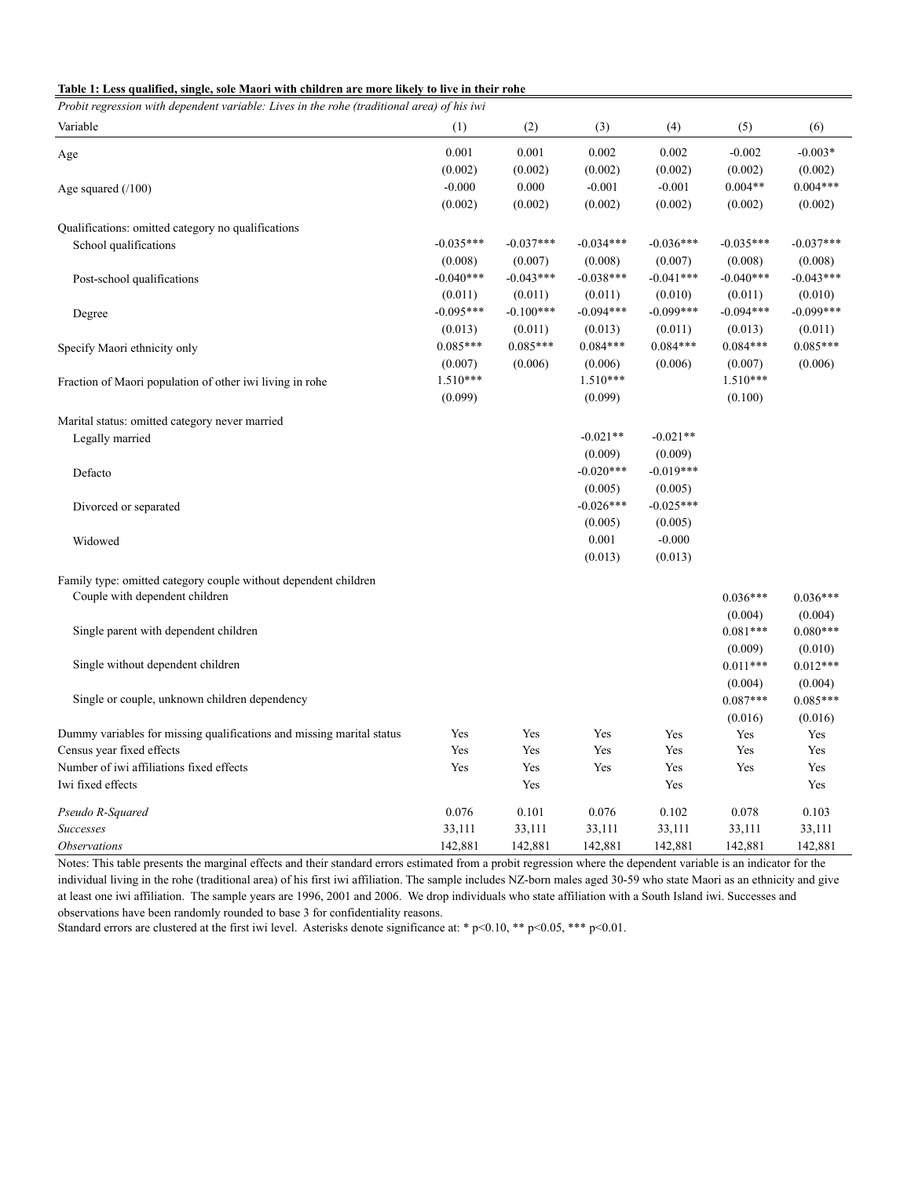**Table 1: Less qualified, single, sole Maori with children are more likely to live in their rohe**

*Probit regression with dependent variable: Lives in the rohe (traditional area) of his iwi*

| Variable | (1) | (2) | (3) | (4) | (5) | (6) |
|---|---|---|---|---|---|---|
| Age | 0.001 | 0.001 | 0.002 | 0.002 | -0.002 | -0.003* |
| | (0.002) | (0.002) | (0.002) | (0.002) | (0.002) | (0.002) |
| Age squared (/100) | -0.000 | 0.000 | -0.001 | -0.001 | 0.004** | 0.004*** |
| | (0.002) | (0.002) | (0.002) | (0.002) | (0.002) | (0.002) |
| Qualifications: omitted category no qualifications | | | | | | |
| School qualifications | -0.035*** | -0.037*** | -0.034*** | -0.036*** | -0.035*** | -0.037*** |
| | (0.008) | (0.007) | (0.008) | (0.007) | (0.008) | (0.008) |
| Post-school qualifications | -0.040*** | -0.043*** | -0.038*** | -0.041*** | -0.040*** | -0.043*** |
| | (0.011) | (0.011) | (0.011) | (0.010) | (0.011) | (0.010) |
| Degree | -0.095*** | -0.100*** | -0.094*** | -0.099*** | -0.094*** | -0.099*** |
| | (0.013) | (0.011) | (0.013) | (0.011) | (0.013) | (0.011) |
| Specify Maori ethnicity only | 0.085*** | 0.085*** | 0.084*** | 0.084*** | 0.084*** | 0.085*** |
| | (0.007) | (0.006) | (0.006) | (0.006) | (0.007) | (0.006) |
| Fraction of Maori population of other iwi living in rohe | 1.510*** | | 1.510*** | | 1.510*** | |
| | (0.099) | | (0.099) | | (0.100) | |
| Marital status: omitted category never married | | | | | | |
| Legally married | | | -0.021** | -0.021** | | |
| | | | (0.009) | (0.009) | | |
| Defacto | | | -0.020*** | -0.019*** | | |
| | | | (0.005) | (0.005) | | |
| Divorced or separated | | | -0.026*** | -0.025*** | | |
| | | | (0.005) | (0.005) | | |
| Widowed | | | 0.001 | -0.000 | | |
| | | | (0.013) | (0.013) | | |
| Family type: omitted category couple without dependent children | | | | | | |
| Couple with dependent children | | | | | 0.036*** | 0.036*** |
| | | | | | (0.004) | (0.004) |
| Single parent with dependent children | | | | | 0.081*** | 0.080*** |
| | | | | | (0.009) | (0.010) |
| Single without dependent children | | | | | 0.011*** | 0.012*** |
| | | | | | (0.004) | (0.004) |
| Single or couple, unknown children dependency | | | | | 0.087*** | 0.085*** |
| | | | | | (0.016) | (0.016) |
| Dummy variables for missing qualifications and missing marital status | Yes | Yes | Yes | Yes | Yes | Yes |
| Census year fixed effects | Yes | Yes | Yes | Yes | Yes | Yes |
| Number of iwi affiliations fixed effects | Yes | Yes | Yes | Yes | Yes | Yes |
| Iwi fixed effects | | Yes | | Yes | | Yes |
| *Pseudo R-Squared* | 0.076 | 0.101 | 0.076 | 0.102 | 0.078 | 0.103 |
| *Successes* | 33,111 | 33,111 | 33,111 | 33,111 | 33,111 | 33,111 |
| *Observations* | 142,881 | 142,881 | 142,881 | 142,881 | 142,881 | 142,881 |

Notes: This table presents the marginal effects and their standard errors estimated from a probit regression where the dependent variable is an indicator for the individual living in the rohe (traditional area) of his first iwi affiliation. The sample includes NZ-born males aged 30-59 who state Maori as an ethnicity and give at least one iwi affiliation. The sample years are 1996, 2001 and 2006. We drop individuals who state affiliation with a South Island iwi. Successes and observations have been randomly rounded to base 3 for confidentiality reasons.

Standard errors are clustered at the first iwi level. Asterisks denote significance at: * $p<0.10$, ** $p<0.05$, *** $p<0.01$.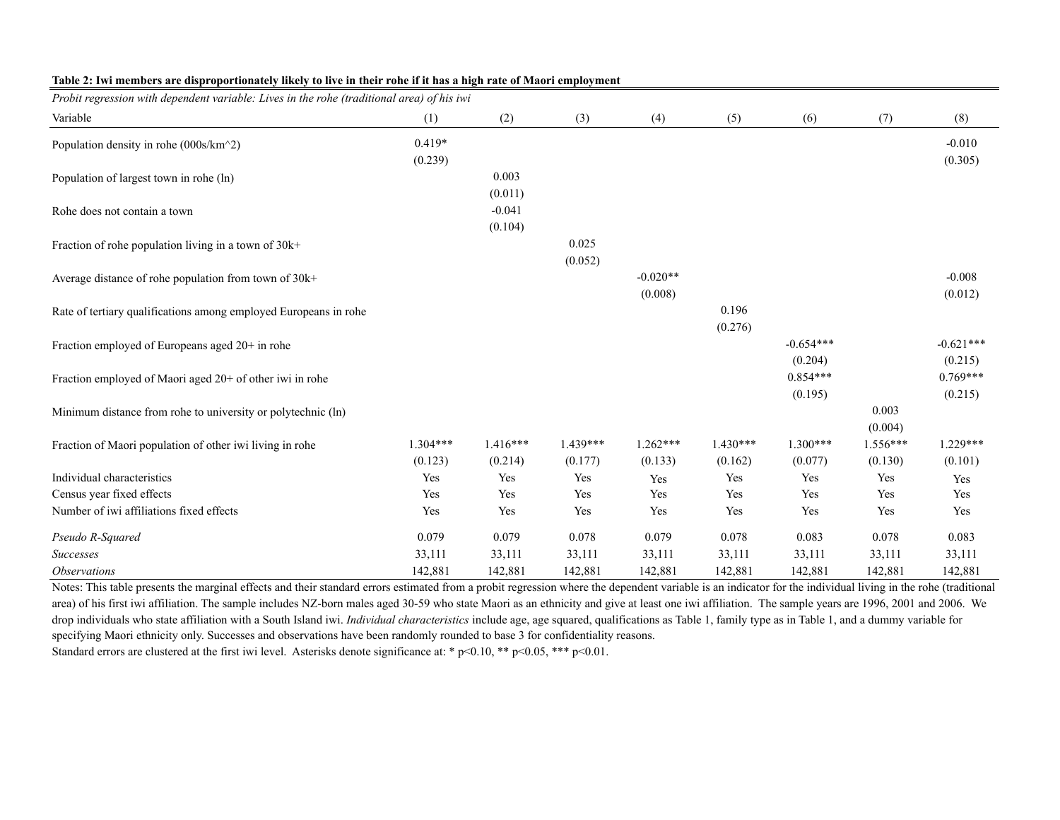**Table 2: Iwi members are disproportionately likely to live in their rohe if it has a high rate of Maori employment**

*Probit regression with dependent variable: Lives in the rohe (traditional area) of his iwi*

| Variable | (1) | (2) | (3) | (4) | (5) | (6) | (7) | (8) |
|---|---|---|---|---|---|---|---|---|
| Population density in rohe (000s/km^2) | 0.419* | | | | | | | -0.010 |
| | (0.239) | | | | | | | (0.305) |
| Population of largest town in rohe (ln) | | 0.003 | | | | | | |
| | | (0.011) | | | | | | |
| Rohe does not contain a town | | -0.041 | | | | | | |
| | | (0.104) | | | | | | |
| Fraction of rohe population living in a town of 30k+ | | | 0.025 | | | | | |
| | | | (0.052) | | | | | |
| Average distance of rohe population from town of 30k+ | | | | -0.020** | | | | -0.008 |
| | | | | (0.008) | | | | (0.012) |
| Rate of tertiary qualifications among employed Europeans in rohe | | | | | 0.196 | | | |
| | | | | | (0.276) | | | |
| Fraction employed of Europeans aged 20+ in rohe | | | | | | -0.654*** | | -0.621*** |
| | | | | | | (0.204) | | (0.215) |
| Fraction employed of Maori aged 20+ of other iwi in rohe | | | | | | 0.854*** | | 0.769*** |
| | | | | | | (0.195) | | (0.215) |
| Minimum distance from rohe to university or polytechnic (ln) | | | | | | | 0.003 | |
| | | | | | | | (0.004) | |
| Fraction of Maori population of other iwi living in rohe | 1.304*** | 1.416*** | 1.439*** | 1.262*** | 1.430*** | 1.300*** | 1.556*** | 1.229*** |
| | (0.123) | (0.214) | (0.177) | (0.133) | (0.162) | (0.077) | (0.130) | (0.101) |
| Individual characteristics | Yes | Yes | Yes | Yes | Yes | Yes | Yes | Yes |
| Census year fixed effects | Yes | Yes | Yes | Yes | Yes | Yes | Yes | Yes |
| Number of iwi affiliations fixed effects | Yes | Yes | Yes | Yes | Yes | Yes | Yes | Yes |
| *Pseudo R-Squared* | 0.079 | 0.079 | 0.078 | 0.079 | 0.078 | 0.083 | 0.078 | 0.083 |
| *Successes* | 33,111 | 33,111 | 33,111 | 33,111 | 33,111 | 33,111 | 33,111 | 33,111 |
| *Observations* | 142,881 | 142,881 | 142,881 | 142,881 | 142,881 | 142,881 | 142,881 | 142,881 |

Notes: This table presents the marginal effects and their standard errors estimated from a probit regression where the dependent variable is an indicator for the individual living in the rohe (traditional area) of his first iwi affiliation. The sample includes NZ-born males aged 30-59 who state Maori as an ethnicity and give at least one iwi affiliation. The sample years are 1996, 2001 and 2006. We drop individuals who state affiliation with a South Island iwi. *Individual characteristics* include age, age squared, qualifications as Table 1, family type as in Table 1, and a dummy variable for specifying Maori ethnicity only. Successes and observations have been randomly rounded to base 3 for confidentiality reasons.

Standard errors are clustered at the first iwi level. Asterisks denote significance at: * $p<0.10$, ** $p<0.05$, *** $p<0.01$.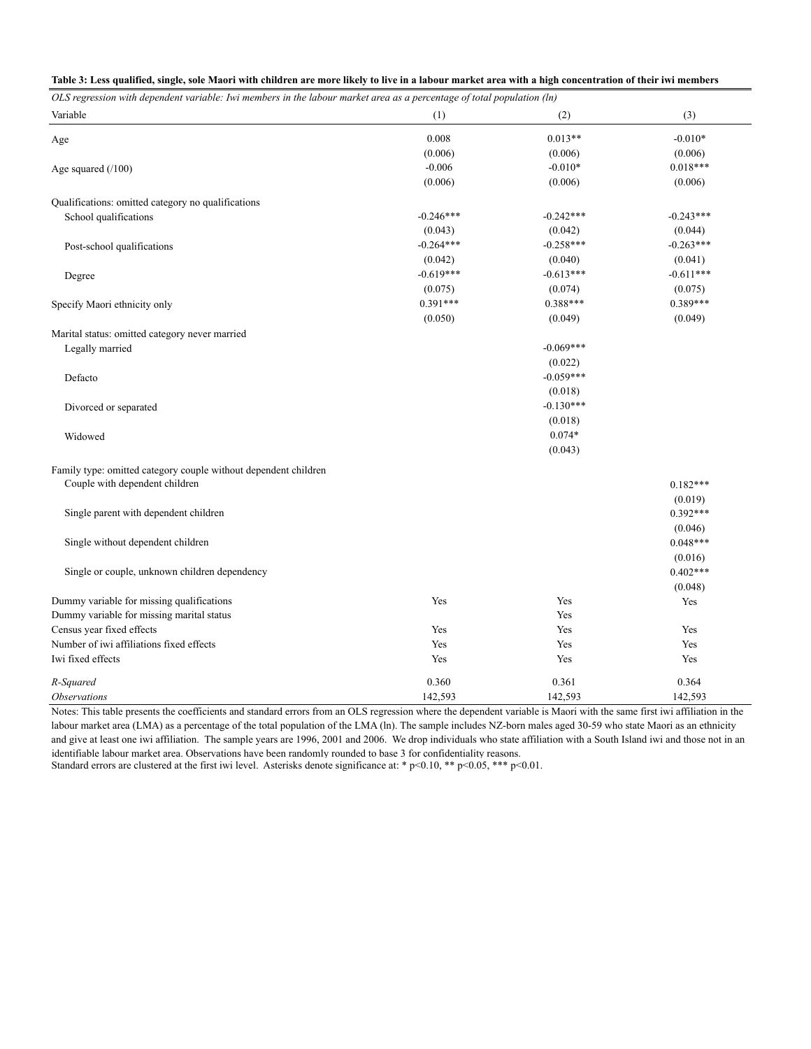**Table 3: Less qualified, single, sole Maori with children are more likely to live in a labour market area with a high concentration of their iwi members**

*OLS regression with dependent variable: Iwi members in the labour market area as a percentage of total population (ln)*

| Variable | (1) | (2) | (3) |
|---|---|---|---|
| Age | 0.008 | 0.013** | -0.010* |
| | (0.006) | (0.006) | (0.006) |
| Age squared (/100) | -0.006 | -0.010* | 0.018*** |
| | (0.006) | (0.006) | (0.006) |
| Qualifications: omitted category no qualifications | | | |
| School qualifications | -0.246*** | -0.242*** | -0.243*** |
| | (0.043) | (0.042) | (0.044) |
| Post-school qualifications | -0.264*** | -0.258*** | -0.263*** |
| | (0.042) | (0.040) | (0.041) |
| Degree | -0.619*** | -0.613*** | -0.611*** |
| | (0.075) | (0.074) | (0.075) |
| Specify Maori ethnicity only | 0.391*** | 0.388*** | 0.389*** |
| | (0.050) | (0.049) | (0.049) |
| Marital status: omitted category never married | | | |
| Legally married | | -0.069*** | |
| | | (0.022) | |
| Defacto | | -0.059*** | |
| | | (0.018) | |
| Divorced or separated | | -0.130*** | |
| | | (0.018) | |
| Widowed | | 0.074* | |
| | | (0.043) | |
| Family type: omitted category couple without dependent children | | | |
| Couple with dependent children | | | 0.182*** |
| | | | (0.019) |
| Single parent with dependent children | | | 0.392*** |
| | | | (0.046) |
| Single without dependent children | | | 0.048*** |
| | | | (0.016) |
| Single or couple, unknown children dependency | | | 0.402*** |
| | | | (0.048) |
| Dummy variable for missing qualifications | Yes | Yes | Yes |
| Dummy variable for missing marital status | | Yes | |
| Census year fixed effects | Yes | Yes | Yes |
| Number of iwi affiliations fixed effects | Yes | Yes | Yes |
| Iwi fixed effects | Yes | Yes | Yes |
| *R-Squared* | 0.360 | 0.361 | 0.364 |
| *Observations* | 142,593 | 142,593 | 142,593 |

Notes: This table presents the coefficients and standard errors from an OLS regression where the dependent variable is Maori with the same first iwi affiliation in the labour market area (LMA) as a percentage of the total population of the LMA (ln). The sample includes NZ-born males aged 30-59 who state Maori as an ethnicity and give at least one iwi affiliation. The sample years are 1996, 2001 and 2006. We drop individuals who state affiliation with a South Island iwi and those not in an identifiable labour market area. Observations have been randomly rounded to base 3 for confidentiality reasons.
Standard errors are clustered at the first iwi level. Asterisks denote significance at: * p<0.10, ** p<0.05, *** p<0.01.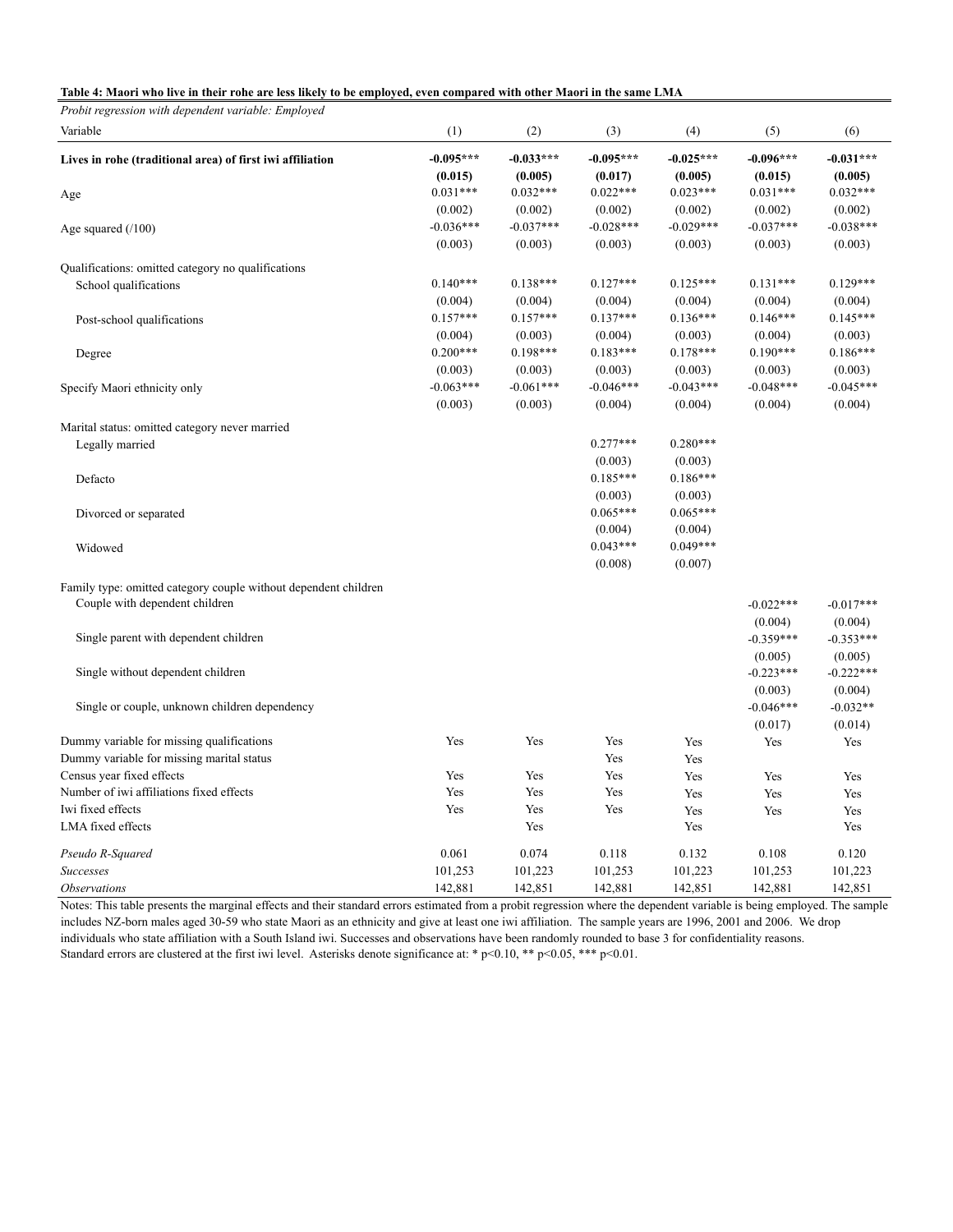**Table 4: Maori who live in their rohe are less likely to be employed, even compared with other Maori in the same LMA**

*Probit regression with dependent variable: Employed*

| Variable | (1) | (2) | (3) | (4) | (5) | (6) |
|---|---|---|---|---|---|---|
| **Lives in rohe (traditional area) of first iwi affiliation** | **-0.095\*\*\*** | **-0.033\*\*\*** | **-0.095\*\*\*** | **-0.025\*\*\*** | **-0.096\*\*\*** | **-0.031\*\*\*** |
| | **(0.015)** | **(0.005)** | **(0.017)** | **(0.005)** | **(0.015)** | **(0.005)** |
| Age | 0.031\*\*\* | 0.032\*\*\* | 0.022\*\*\* | 0.023\*\*\* | 0.031\*\*\* | 0.032\*\*\* |
| | (0.002) | (0.002) | (0.002) | (0.002) | (0.002) | (0.002) |
| Age squared (/100) | -0.036\*\*\* | -0.037\*\*\* | -0.028\*\*\* | -0.029\*\*\* | -0.037\*\*\* | -0.038\*\*\* |
| | (0.003) | (0.003) | (0.003) | (0.003) | (0.003) | (0.003) |
| Qualifications: omitted category no qualifications | | | | | | |
| School qualifications | 0.140\*\*\* | 0.138\*\*\* | 0.127\*\*\* | 0.125\*\*\* | 0.131\*\*\* | 0.129\*\*\* |
| | (0.004) | (0.004) | (0.004) | (0.004) | (0.004) | (0.004) |
| Post-school qualifications | 0.157\*\*\* | 0.157\*\*\* | 0.137\*\*\* | 0.136\*\*\* | 0.146\*\*\* | 0.145\*\*\* |
| | (0.004) | (0.003) | (0.004) | (0.003) | (0.004) | (0.003) |
| Degree | 0.200\*\*\* | 0.198\*\*\* | 0.183\*\*\* | 0.178\*\*\* | 0.190\*\*\* | 0.186\*\*\* |
| | (0.003) | (0.003) | (0.003) | (0.003) | (0.003) | (0.003) |
| Specify Maori ethnicity only | -0.063\*\*\* | -0.061\*\*\* | -0.046\*\*\* | -0.043\*\*\* | -0.048\*\*\* | -0.045\*\*\* |
| | (0.003) | (0.003) | (0.004) | (0.004) | (0.004) | (0.004) |
| Marital status: omitted category never married | | | | | | |
| Legally married | | | 0.277\*\*\* | 0.280\*\*\* | | |
| | | | (0.003) | (0.003) | | |
| Defacto | | | 0.185\*\*\* | 0.186\*\*\* | | |
| | | | (0.003) | (0.003) | | |
| Divorced or separated | | | 0.065\*\*\* | 0.065\*\*\* | | |
| | | | (0.004) | (0.004) | | |
| Widowed | | | 0.043\*\*\* | 0.049\*\*\* | | |
| | | | (0.008) | (0.007) | | |
| Family type: omitted category couple without dependent children | | | | | | |
| Couple with dependent children | | | | | -0.022\*\*\* | -0.017\*\*\* |
| | | | | | (0.004) | (0.004) |
| Single parent with dependent children | | | | | -0.359\*\*\* | -0.353\*\*\* |
| | | | | | (0.005) | (0.005) |
| Single without dependent children | | | | | -0.223\*\*\* | -0.222\*\*\* |
| | | | | | (0.003) | (0.004) |
| Single or couple, unknown children dependency | | | | | -0.046\*\*\* | -0.032\*\* |
| | | | | | (0.017) | (0.014) |
| Dummy variable for missing qualifications | Yes | Yes | Yes | Yes | Yes | Yes |
| Dummy variable for missing marital status | | | Yes | Yes | | |
| Census year fixed effects | Yes | Yes | Yes | Yes | Yes | Yes |
| Number of iwi affiliations fixed effects | Yes | Yes | Yes | Yes | Yes | Yes |
| Iwi fixed effects | Yes | Yes | Yes | Yes | Yes | Yes |
| LMA fixed effects | | Yes | | Yes | | Yes |
| *Pseudo R-Squared* | 0.061 | 0.074 | 0.118 | 0.132 | 0.108 | 0.120 |
| *Successes* | 101,253 | 101,223 | 101,253 | 101,223 | 101,253 | 101,223 |
| *Observations* | 142,881 | 142,851 | 142,881 | 142,851 | 142,881 | 142,851 |

Notes: This table presents the marginal effects and their standard errors estimated from a probit regression where the dependent variable is being employed. The sample includes NZ-born males aged 30-59 who state Maori as an ethnicity and give at least one iwi affiliation. The sample years are 1996, 2001 and 2006. We drop individuals who state affiliation with a South Island iwi. Successes and observations have been randomly rounded to base 3 for confidentiality reasons. Standard errors are clustered at the first iwi level. Asterisks denote significance at: * p<0.10, ** p<0.05, *** p<0.01.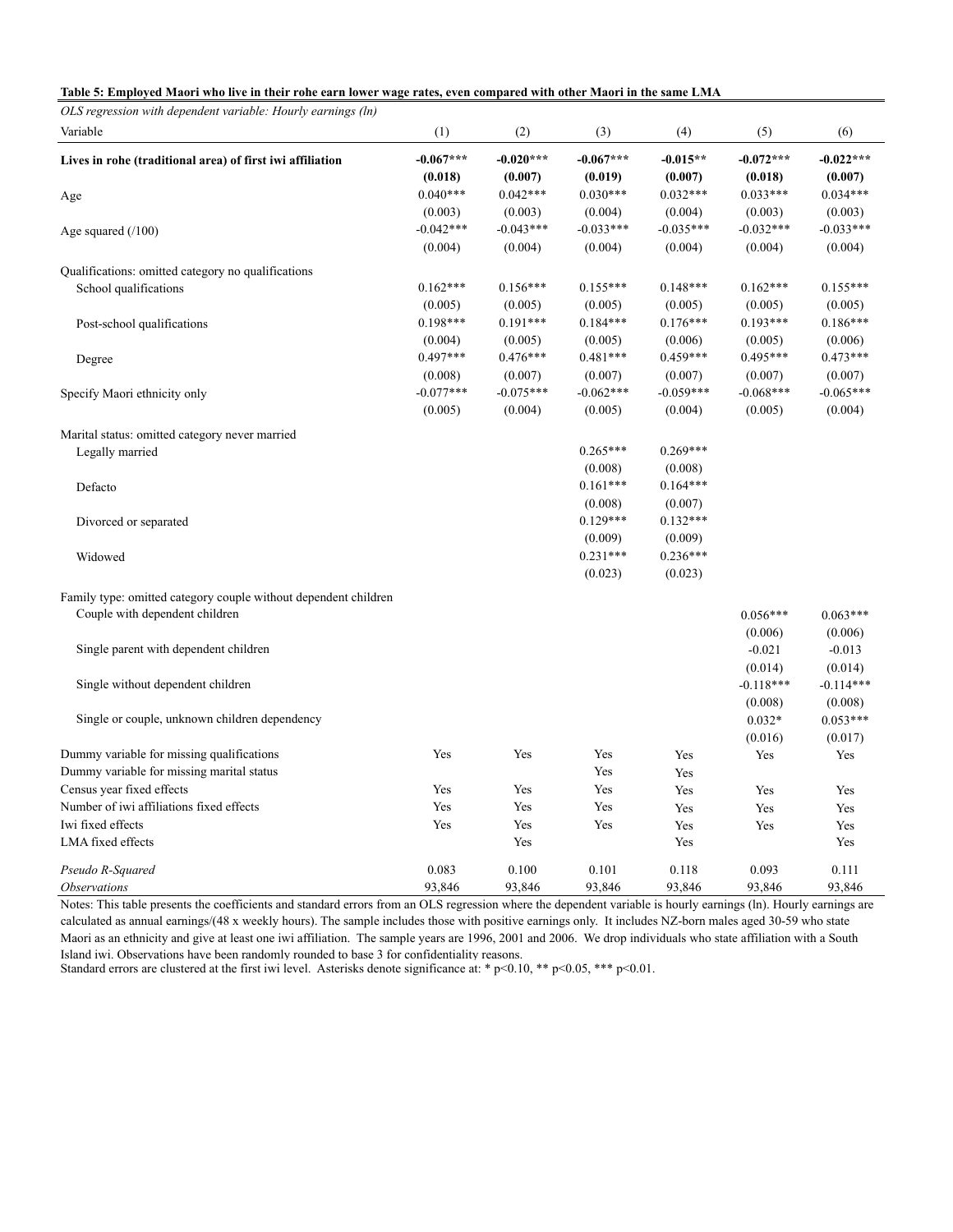**Table 5: Employed Maori who live in their rohe earn lower wage rates, even compared with other Maori in the same LMA**

*OLS regression with dependent variable: Hourly earnings (ln)*

| Variable | (1) | (2) | (3) | (4) | (5) | (6) |
|---|---|---|---|---|---|---|
| **Lives in rohe (traditional area) of first iwi affiliation** | **-0.067***** | **-0.020***** | **-0.067***** | **-0.015**** | **-0.072***** | **-0.022***** |
| | **(0.018)** | **(0.007)** | **(0.019)** | **(0.007)** | **(0.018)** | **(0.007)** |
| Age | 0.040*** | 0.042*** | 0.030*** | 0.032*** | 0.033*** | 0.034*** |
| | (0.003) | (0.003) | (0.004) | (0.004) | (0.003) | (0.003) |
| Age squared (/100) | -0.042*** | -0.043*** | -0.033*** | -0.035*** | -0.032*** | -0.033*** |
| | (0.004) | (0.004) | (0.004) | (0.004) | (0.004) | (0.004) |
| Qualifications: omitted category no qualifications | | | | | | |
| School qualifications | 0.162*** | 0.156*** | 0.155*** | 0.148*** | 0.162*** | 0.155*** |
| | (0.005) | (0.005) | (0.005) | (0.005) | (0.005) | (0.005) |
| Post-school qualifications | 0.198*** | 0.191*** | 0.184*** | 0.176*** | 0.193*** | 0.186*** |
| | (0.004) | (0.005) | (0.005) | (0.006) | (0.005) | (0.006) |
| Degree | 0.497*** | 0.476*** | 0.481*** | 0.459*** | 0.495*** | 0.473*** |
| | (0.008) | (0.007) | (0.007) | (0.007) | (0.007) | (0.007) |
| Specify Maori ethnicity only | -0.077*** | -0.075*** | -0.062*** | -0.059*** | -0.068*** | -0.065*** |
| | (0.005) | (0.004) | (0.005) | (0.004) | (0.005) | (0.004) |
| Marital status: omitted category never married | | | | | | |
| Legally married | | | 0.265*** | 0.269*** | | |
| | | | (0.008) | (0.008) | | |
| Defacto | | | 0.161*** | 0.164*** | | |
| | | | (0.008) | (0.007) | | |
| Divorced or separated | | | 0.129*** | 0.132*** | | |
| | | | (0.009) | (0.009) | | |
| Widowed | | | 0.231*** | 0.236*** | | |
| | | | (0.023) | (0.023) | | |
| Family type: omitted category couple without dependent children | | | | | | |
| Couple with dependent children | | | | | 0.056*** | 0.063*** |
| | | | | | (0.006) | (0.006) |
| Single parent with dependent children | | | | | -0.021 | -0.013 |
| | | | | | (0.014) | (0.014) |
| Single without dependent children | | | | | -0.118*** | -0.114*** |
| | | | | | (0.008) | (0.008) |
| Single or couple, unknown children dependency | | | | | 0.032* | 0.053*** |
| | | | | | (0.016) | (0.017) |
| Dummy variable for missing qualifications | Yes | Yes | Yes | Yes | Yes | Yes |
| Dummy variable for missing marital status | | | Yes | Yes | | |
| Census year fixed effects | Yes | Yes | Yes | Yes | Yes | Yes |
| Number of iwi affiliations fixed effects | Yes | Yes | Yes | Yes | Yes | Yes |
| Iwi fixed effects | Yes | Yes | Yes | Yes | Yes | Yes |
| LMA fixed effects | | Yes | | Yes | | Yes |
| *Pseudo R-Squared* | 0.083 | 0.100 | 0.101 | 0.118 | 0.093 | 0.111 |
| *Observations* | 93,846 | 93,846 | 93,846 | 93,846 | 93,846 | 93,846 |

Notes: This table presents the coefficients and standard errors from an OLS regression where the dependent variable is hourly earnings (ln). Hourly earnings are calculated as annual earnings/(48 x weekly hours). The sample includes those with positive earnings only. It includes NZ-born males aged 30-59 who state Maori as an ethnicity and give at least one iwi affiliation. The sample years are 1996, 2001 and 2006. We drop individuals who state affiliation with a South Island iwi. Observations have been randomly rounded to base 3 for confidentiality reasons.
Standard errors are clustered at the first iwi level. Asterisks denote significance at: * $p<0.10$, ** $p<0.05$, *** $p<0.01$.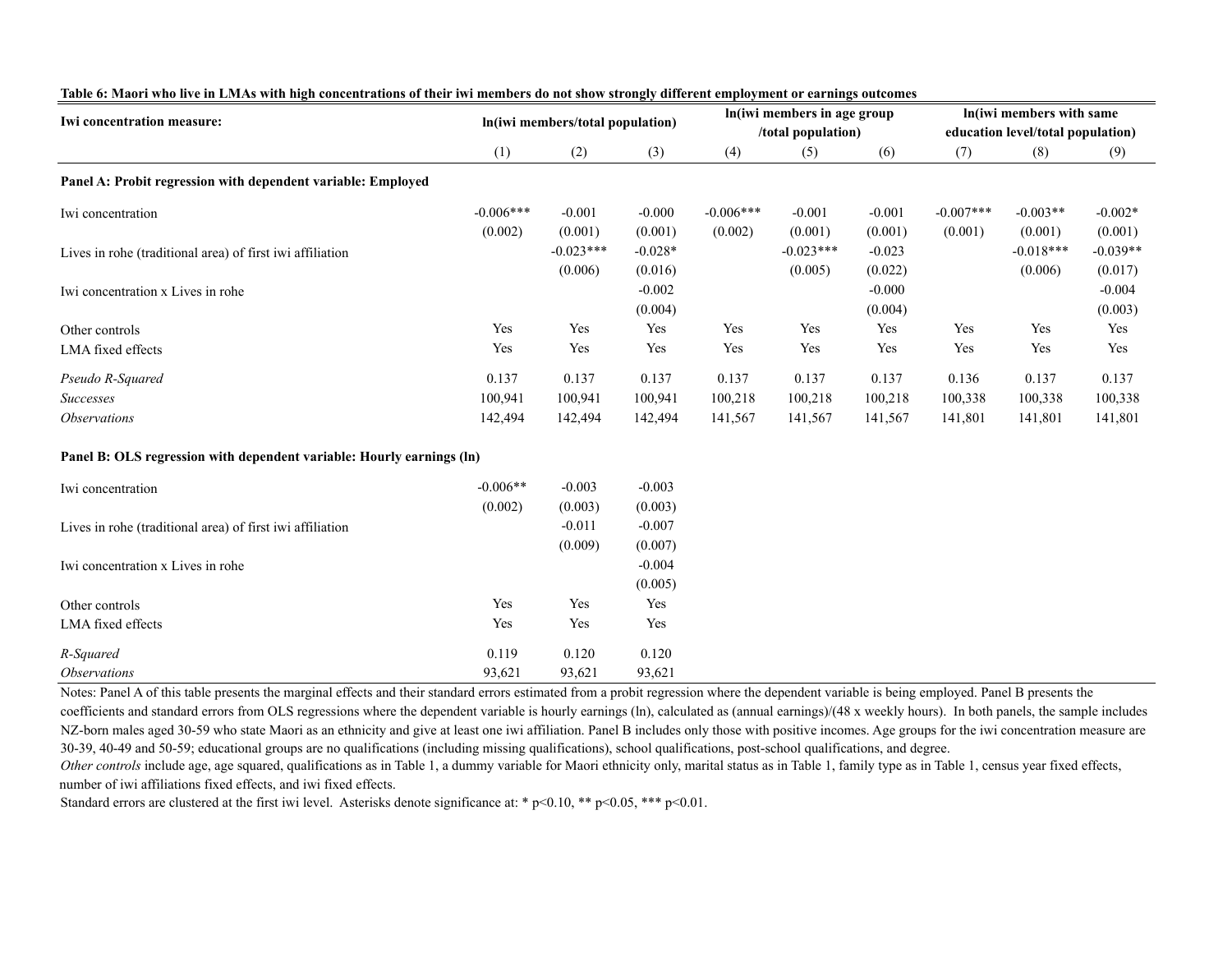**Table 6: Maori who live in LMAs with high concentrations of their iwi members do not show strongly different employment or earnings outcomes**

| Iwi concentration measure: | ln(iwi members/total population) | | | ln(iwi members in age group /total population) | | | ln(iwi members with same education level/total population) | | |
|---|---|---|---|---|---|---|---|---|---|
| | (1) | (2) | (3) | (4) | (5) | (6) | (7) | (8) | (9) |
| **Panel A: Probit regression with dependent variable: Employed** | | | | | | | | | |
| Iwi concentration | -0.006*** | -0.001 | -0.000 | -0.006*** | -0.001 | -0.001 | -0.007*** | -0.003** | -0.002* |
| | (0.002) | (0.001) | (0.001) | (0.002) | (0.001) | (0.001) | (0.001) | (0.001) | (0.001) |
| Lives in rohe (traditional area) of first iwi affiliation | | -0.023*** | -0.028* | | -0.023*** | -0.023 | | -0.018*** | -0.039** |
| | | (0.006) | (0.016) | | (0.005) | (0.022) | | (0.006) | (0.017) |
| Iwi concentration x Lives in rohe | | | -0.002 | | | -0.000 | | | -0.004 |
| | | | (0.004) | | | (0.004) | | | (0.003) |
| Other controls | Yes | Yes | Yes | Yes | Yes | Yes | Yes | Yes | Yes |
| LMA fixed effects | Yes | Yes | Yes | Yes | Yes | Yes | Yes | Yes | Yes |
| *Pseudo R-Squared* | 0.137 | 0.137 | 0.137 | 0.137 | 0.137 | 0.137 | 0.136 | 0.137 | 0.137 |
| *Successes* | 100,941 | 100,941 | 100,941 | 100,218 | 100,218 | 100,218 | 100,338 | 100,338 | 100,338 |
| *Observations* | 142,494 | 142,494 | 142,494 | 141,567 | 141,567 | 141,567 | 141,801 | 141,801 | 141,801 |
| **Panel B: OLS regression with dependent variable: Hourly earnings (ln)** | | | | | | | | | |
| Iwi concentration | -0.006** | -0.003 | -0.003 | | | | | | |
| | (0.002) | (0.003) | (0.003) | | | | | | |
| Lives in rohe (traditional area) of first iwi affiliation | | -0.011 | -0.007 | | | | | | |
| | | (0.009) | (0.007) | | | | | | |
| Iwi concentration x Lives in rohe | | | -0.004 | | | | | | |
| | | | (0.005) | | | | | | |
| Other controls | Yes | Yes | Yes | | | | | | |
| LMA fixed effects | Yes | Yes | Yes | | | | | | |
| *R-Squared* | 0.119 | 0.120 | 0.120 | | | | | | |
| *Observations* | 93,621 | 93,621 | 93,621 | | | | | | |

Notes: Panel A of this table presents the marginal effects and their standard errors estimated from a probit regression where the dependent variable is being employed. Panel B presents the coefficients and standard errors from OLS regressions where the dependent variable is hourly earnings (ln), calculated as (annual earnings)/(48 x weekly hours). In both panels, the sample includes NZ-born males aged 30-59 who state Maori as an ethnicity and give at least one iwi affiliation. Panel B includes only those with positive incomes. Age groups for the iwi concentration measure are 30-39, 40-49 and 50-59; educational groups are no qualifications (including missing qualifications), school qualifications, post-school qualifications, and degree.

*Other controls* include age, age squared, qualifications as in Table 1, a dummy variable for Maori ethnicity only, marital status as in Table 1, family type as in Table 1, census year fixed effects, number of iwi affiliations fixed effects, and iwi fixed effects.

Standard errors are clustered at the first iwi level. Asterisks denote significance at: * p<0.10, ** p<0.05, *** p<0.01.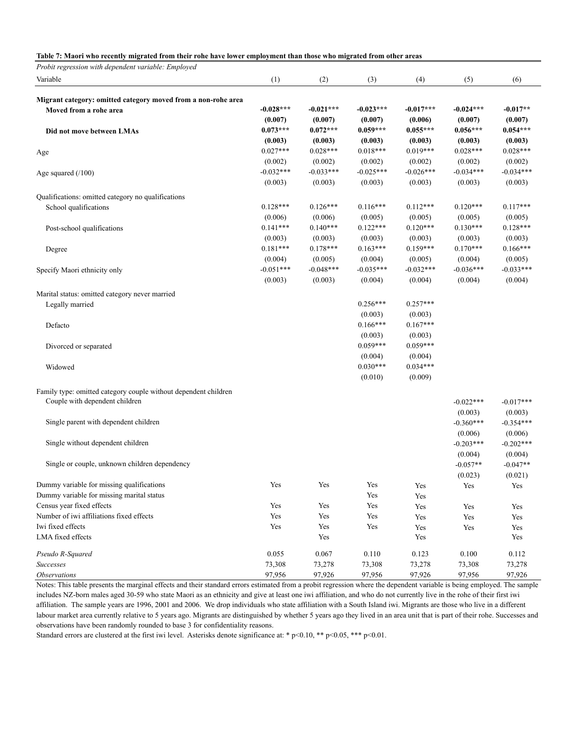**Table 7: Maori who recently migrated from their rohe have lower employment than those who migrated from other areas**

*Probit regression with dependent variable: Employed*

| Variable | (1) | (2) | (3) | (4) | (5) | (6) |
|---|---|---|---|---|---|---|
| **Migrant category: omitted category moved from a non-rohe area** | | | | | | |
| **Moved from a rohe area** | **-0.028*** ** | **-0.021*** ** | **-0.023*** ** | **-0.017*** ** | **-0.024*** ** | **-0.017** ** |
| | **(0.007)** | **(0.007)** | **(0.007)** | **(0.006)** | **(0.007)** | **(0.007)** |
| **Did not move between LMAs** | **0.073*** ** | **0.072*** ** | **0.059*** ** | **0.055*** ** | **0.056*** ** | **0.054*** ** |
| | **(0.003)** | **(0.003)** | **(0.003)** | **(0.003)** | **(0.003)** | **(0.003)** |
| Age | 0.027*** | 0.028*** | 0.018*** | 0.019*** | 0.028*** | 0.028*** |
| | (0.002) | (0.002) | (0.002) | (0.002) | (0.002) | (0.002) |
| Age squared (/100) | -0.032*** | -0.033*** | -0.025*** | -0.026*** | -0.034*** | -0.034*** |
| | (0.003) | (0.003) | (0.003) | (0.003) | (0.003) | (0.003) |
| Qualifications: omitted category no qualifications | | | | | | |
| School qualifications | 0.128*** | 0.126*** | 0.116*** | 0.112*** | 0.120*** | 0.117*** |
| | (0.006) | (0.006) | (0.005) | (0.005) | (0.005) | (0.005) |
| Post-school qualifications | 0.141*** | 0.140*** | 0.122*** | 0.120*** | 0.130*** | 0.128*** |
| | (0.003) | (0.003) | (0.003) | (0.003) | (0.003) | (0.003) |
| Degree | 0.181*** | 0.178*** | 0.163*** | 0.159*** | 0.170*** | 0.166*** |
| | (0.004) | (0.005) | (0.004) | (0.005) | (0.004) | (0.005) |
| Specify Maori ethnicity only | -0.051*** | -0.048*** | -0.035*** | -0.032*** | -0.036*** | -0.033*** |
| | (0.003) | (0.003) | (0.004) | (0.004) | (0.004) | (0.004) |
| Marital status: omitted category never married | | | | | | |
| Legally married | | | 0.256*** | 0.257*** | | |
| | | | (0.003) | (0.003) | | |
| Defacto | | | 0.166*** | 0.167*** | | |
| | | | (0.003) | (0.003) | | |
| Divorced or separated | | | 0.059*** | 0.059*** | | |
| | | | (0.004) | (0.004) | | |
| Widowed | | | 0.030*** | 0.034*** | | |
| | | | (0.010) | (0.009) | | |
| Family type: omitted category couple without dependent children | | | | | | |
| Couple with dependent children | | | | | -0.022*** | -0.017*** |
| | | | | | (0.003) | (0.003) |
| Single parent with dependent children | | | | | -0.360*** | -0.354*** |
| | | | | | (0.006) | (0.006) |
| Single without dependent children | | | | | -0.203*** | -0.202*** |
| | | | | | (0.004) | (0.004) |
| Single or couple, unknown children dependency | | | | | -0.057** | -0.047** |
| | | | | | (0.023) | (0.021) |
| Dummy variable for missing qualifications | Yes | Yes | Yes | Yes | Yes | Yes |
| Dummy variable for missing marital status | | | Yes | Yes | | |
| Census year fixed effects | Yes | Yes | Yes | Yes | Yes | Yes |
| Number of iwi affiliations fixed effects | Yes | Yes | Yes | Yes | Yes | Yes |
| Iwi fixed effects | Yes | Yes | Yes | Yes | Yes | Yes |
| LMA fixed effects | | Yes | | Yes | | Yes |
| *Pseudo R-Squared* | 0.055 | 0.067 | 0.110 | 0.123 | 0.100 | 0.112 |
| *Successes* | 73,308 | 73,278 | 73,308 | 73,278 | 73,308 | 73,278 |
| *Observations* | 97,956 | 97,926 | 97,956 | 97,926 | 97,956 | 97,926 |

Notes: This table presents the marginal effects and their standard errors estimated from a probit regression where the dependent variable is being employed. The sample includes NZ-born males aged 30-59 who state Maori as an ethnicity and give at least one iwi affiliation, and who do not currently live in the rohe of their first iwi affiliation. The sample years are 1996, 2001 and 2006. We drop individuals who state affiliation with a South Island iwi. Migrants are those who live in a different labour market area currently relative to 5 years ago. Migrants are distinguished by whether 5 years ago they lived in an area unit that is part of their rohe. Successes and observations have been randomly rounded to base 3 for confidentiality reasons.

Standard errors are clustered at the first iwi level. Asterisks denote significance at: * p<0.10, ** p<0.05, *** p<0.01.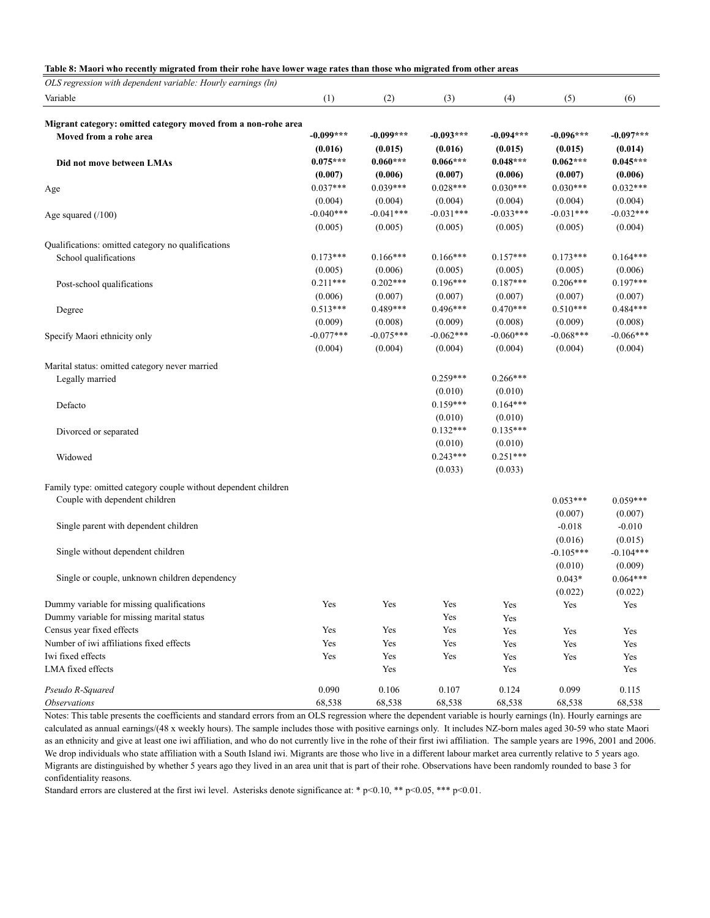**Table 8: Maori who recently migrated from their rohe have lower wage rates than those who migrated from other areas**

*OLS regression with dependent variable: Hourly earnings (ln)*

| Variable | (1) | (2) | (3) | (4) | (5) | (6) |
|---|---|---|---|---|---|---|
| **Migrant category: omitted category moved from a non-rohe area** | | | | | | |
| **Moved from a rohe area** | **-0.099*** ** | **-0.099*** ** | **-0.093*** ** | **-0.094*** ** | **-0.096*** ** | **-0.097*** ** |
| | **(0.016)** | **(0.015)** | **(0.016)** | **(0.015)** | **(0.015)** | **(0.014)** |
| **Did not move between LMAs** | **0.075*** ** | **0.060*** ** | **0.066*** ** | **0.048*** ** | **0.062*** ** | **0.045*** ** |
| | **(0.007)** | **(0.006)** | **(0.007)** | **(0.006)** | **(0.007)** | **(0.006)** |
| Age | 0.037*** | 0.039*** | 0.028*** | 0.030*** | 0.030*** | 0.032*** |
| | (0.004) | (0.004) | (0.004) | (0.004) | (0.004) | (0.004) |
| Age squared (/100) | -0.040*** | -0.041*** | -0.031*** | -0.033*** | -0.031*** | -0.032*** |
| | (0.005) | (0.005) | (0.005) | (0.005) | (0.005) | (0.004) |
| Qualifications: omitted category no qualifications | | | | | | |
| School qualifications | 0.173*** | 0.166*** | 0.166*** | 0.157*** | 0.173*** | 0.164*** |
| | (0.005) | (0.006) | (0.005) | (0.005) | (0.005) | (0.006) |
| Post-school qualifications | 0.211*** | 0.202*** | 0.196*** | 0.187*** | 0.206*** | 0.197*** |
| | (0.006) | (0.007) | (0.007) | (0.007) | (0.007) | (0.007) |
| Degree | 0.513*** | 0.489*** | 0.496*** | 0.470*** | 0.510*** | 0.484*** |
| | (0.009) | (0.008) | (0.009) | (0.008) | (0.009) | (0.008) |
| Specify Maori ethnicity only | -0.077*** | -0.075*** | -0.062*** | -0.060*** | -0.068*** | -0.066*** |
| | (0.004) | (0.004) | (0.004) | (0.004) | (0.004) | (0.004) |
| Marital status: omitted category never married | | | | | | |
| Legally married | | | 0.259*** | 0.266*** | | |
| | | | (0.010) | (0.010) | | |
| Defacto | | | 0.159*** | 0.164*** | | |
| | | | (0.010) | (0.010) | | |
| Divorced or separated | | | 0.132*** | 0.135*** | | |
| | | | (0.010) | (0.010) | | |
| Widowed | | | 0.243*** | 0.251*** | | |
| | | | (0.033) | (0.033) | | |
| Family type: omitted category couple without dependent children | | | | | | |
| Couple with dependent children | | | | | 0.053*** | 0.059*** |
| | | | | | (0.007) | (0.007) |
| Single parent with dependent children | | | | | -0.018 | -0.010 |
| | | | | | (0.016) | (0.015) |
| Single without dependent children | | | | | -0.105*** | -0.104*** |
| | | | | | (0.010) | (0.009) |
| Single or couple, unknown children dependency | | | | | 0.043* | 0.064*** |
| | | | | | (0.022) | (0.022) |
| Dummy variable for missing qualifications | Yes | Yes | Yes | Yes | Yes | Yes |
| Dummy variable for missing marital status | | | Yes | Yes | | |
| Census year fixed effects | Yes | Yes | Yes | Yes | Yes | Yes |
| Number of iwi affiliations fixed effects | Yes | Yes | Yes | Yes | Yes | Yes |
| Iwi fixed effects | Yes | Yes | Yes | Yes | Yes | Yes |
| LMA fixed effects | | Yes | | Yes | | Yes |
| *Pseudo R-Squared* | 0.090 | 0.106 | 0.107 | 0.124 | 0.099 | 0.115 |
| *Observations* | 68,538 | 68,538 | 68,538 | 68,538 | 68,538 | 68,538 |

Notes: This table presents the coefficients and standard errors from an OLS regression where the dependent variable is hourly earnings (ln). Hourly earnings are calculated as annual earnings/(48 x weekly hours). The sample includes those with positive earnings only. It includes NZ-born males aged 30-59 who state Maori as an ethnicity and give at least one iwi affiliation, and who do not currently live in the rohe of their first iwi affiliation. The sample years are 1996, 2001 and 2006. We drop individuals who state affiliation with a South Island iwi. Migrants are those who live in a different labour market area currently relative to 5 years ago. Migrants are distinguished by whether 5 years ago they lived in an area unit that is part of their rohe. Observations have been randomly rounded to base 3 for confidentiality reasons.

Standard errors are clustered at the first iwi level. Asterisks denote significance at: * $p<0.10$, ** $p<0.05$, *** $p<0.01$.